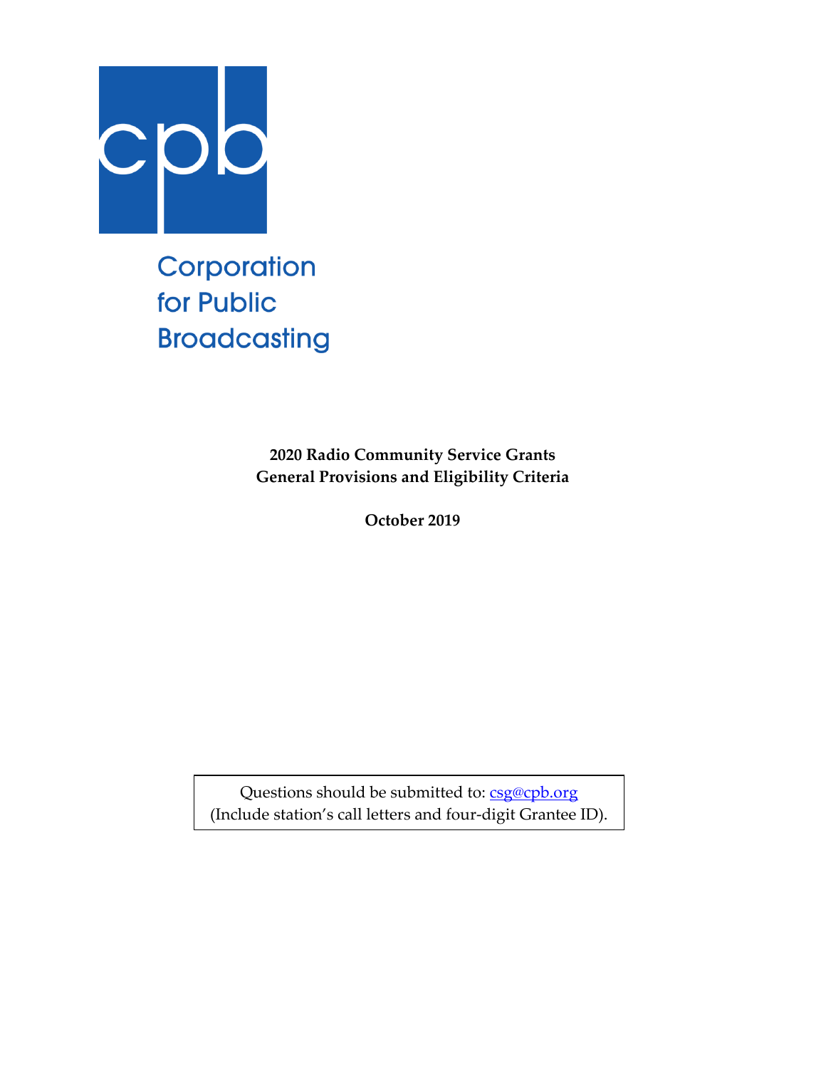cpb

Corporation for Public Broadcasting

# 2020 Radio Community Service Grants General Provisions and Eligibility Criteria

**October 2019**

Questions should be submitted to: csg@cpb.org
(Include station's call letters and four-digit Grantee ID).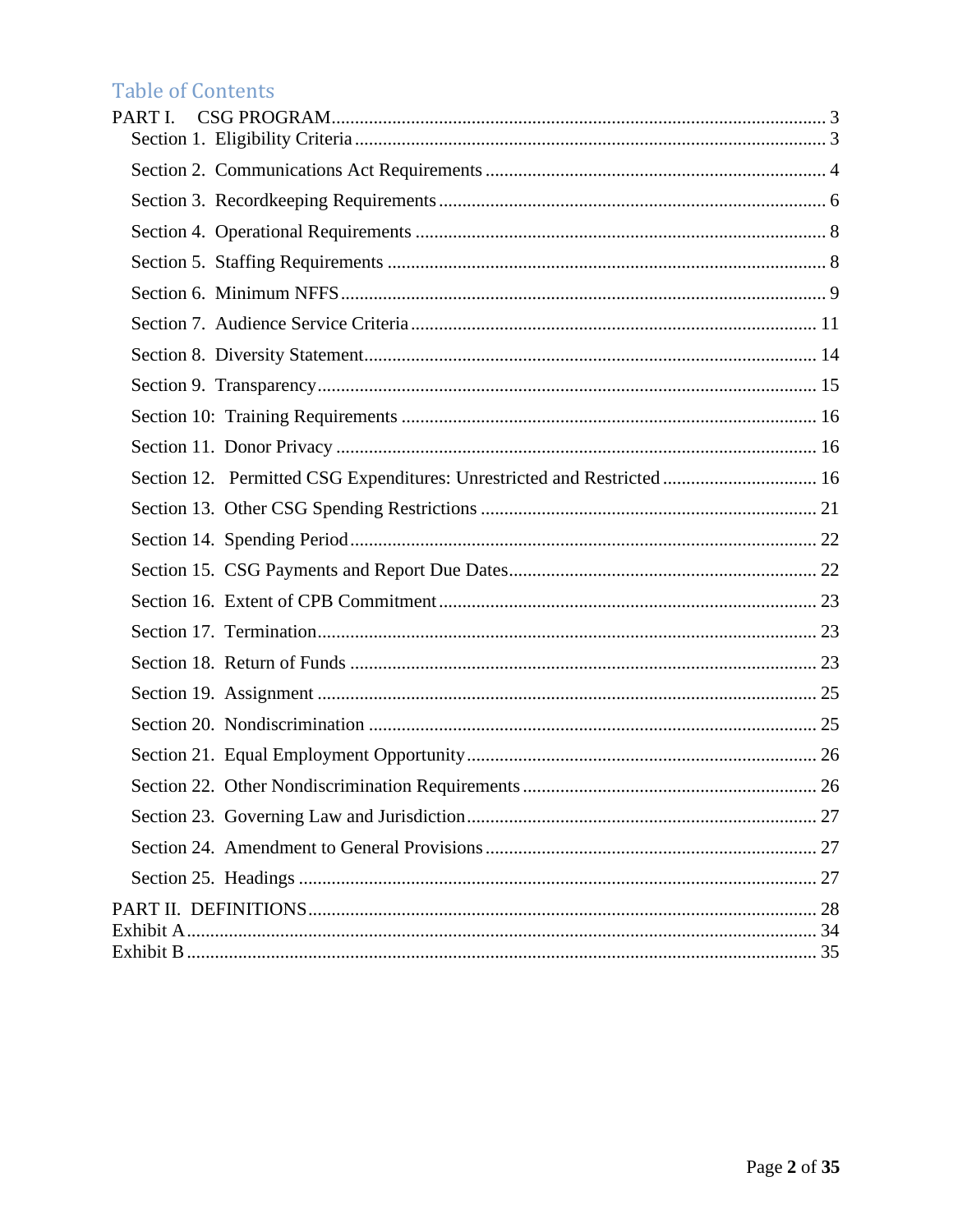# Table of Contents

PART I. CSG PROGRAM ... 3

- Section 1. Eligibility Criteria ... 3
- Section 2. Communications Act Requirements ... 4
- Section 3. Recordkeeping Requirements ... 6
- Section 4. Operational Requirements ... 8
- Section 5. Staffing Requirements ... 8
- Section 6. Minimum NFFS ... 9
- Section 7. Audience Service Criteria ... 11
- Section 8. Diversity Statement ... 14
- Section 9. Transparency ... 15
- Section 10: Training Requirements ... 16
- Section 11. Donor Privacy ... 16
- Section 12. Permitted CSG Expenditures: Unrestricted and Restricted ... 16
- Section 13. Other CSG Spending Restrictions ... 21
- Section 14. Spending Period ... 22
- Section 15. CSG Payments and Report Due Dates ... 22
- Section 16. Extent of CPB Commitment ... 23
- Section 17. Termination ... 23
- Section 18. Return of Funds ... 23
- Section 19. Assignment ... 25
- Section 20. Nondiscrimination ... 25
- Section 21. Equal Employment Opportunity ... 26
- Section 22. Other Nondiscrimination Requirements ... 26
- Section 23. Governing Law and Jurisdiction ... 27
- Section 24. Amendment to General Provisions ... 27
- Section 25. Headings ... 27

PART II. DEFINITIONS ... 28

Exhibit A ... 34

Exhibit B ... 35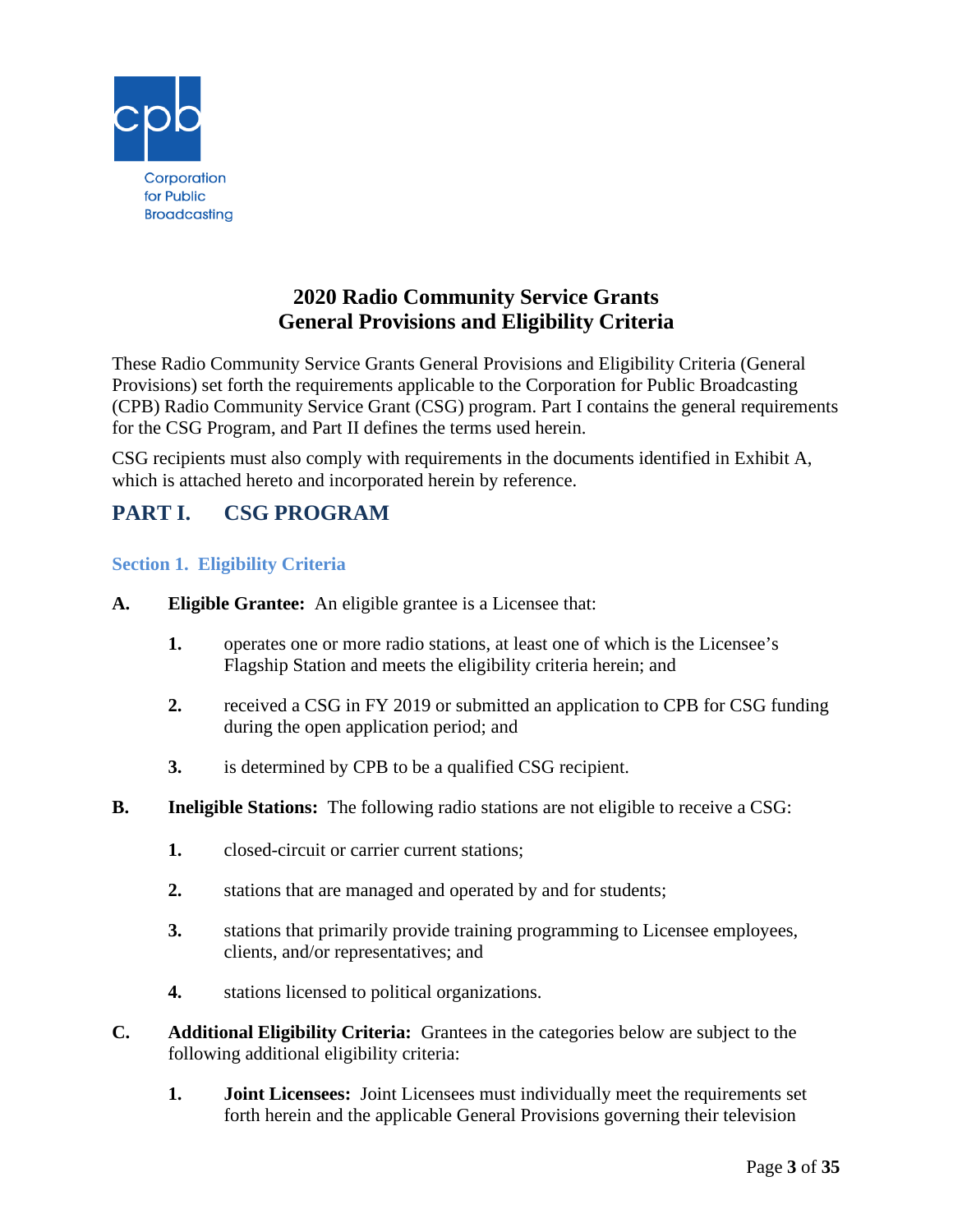# 2020 Radio Community Service Grants
# General Provisions and Eligibility Criteria

These Radio Community Service Grants General Provisions and Eligibility Criteria (General Provisions) set forth the requirements applicable to the Corporation for Public Broadcasting (CPB) Radio Community Service Grant (CSG) program. Part I contains the general requirements for the CSG Program, and Part II defines the terms used herein.

CSG recipients must also comply with requirements in the documents identified in Exhibit A, which is attached hereto and incorporated herein by reference.

## PART I. CSG PROGRAM

### Section 1. Eligibility Criteria

**A. Eligible Grantee:** An eligible grantee is a Licensee that:

1. operates one or more radio stations, at least one of which is the Licensee's Flagship Station and meets the eligibility criteria herein; and
2. received a CSG in FY 2019 or submitted an application to CPB for CSG funding during the open application period; and
3. is determined by CPB to be a qualified CSG recipient.

**B. Ineligible Stations:** The following radio stations are not eligible to receive a CSG:

1. closed-circuit or carrier current stations;
2. stations that are managed and operated by and for students;
3. stations that primarily provide training programming to Licensee employees, clients, and/or representatives; and
4. stations licensed to political organizations.

**C. Additional Eligibility Criteria:** Grantees in the categories below are subject to the following additional eligibility criteria:

1. **Joint Licensees:** Joint Licensees must individually meet the requirements set forth herein and the applicable General Provisions governing their television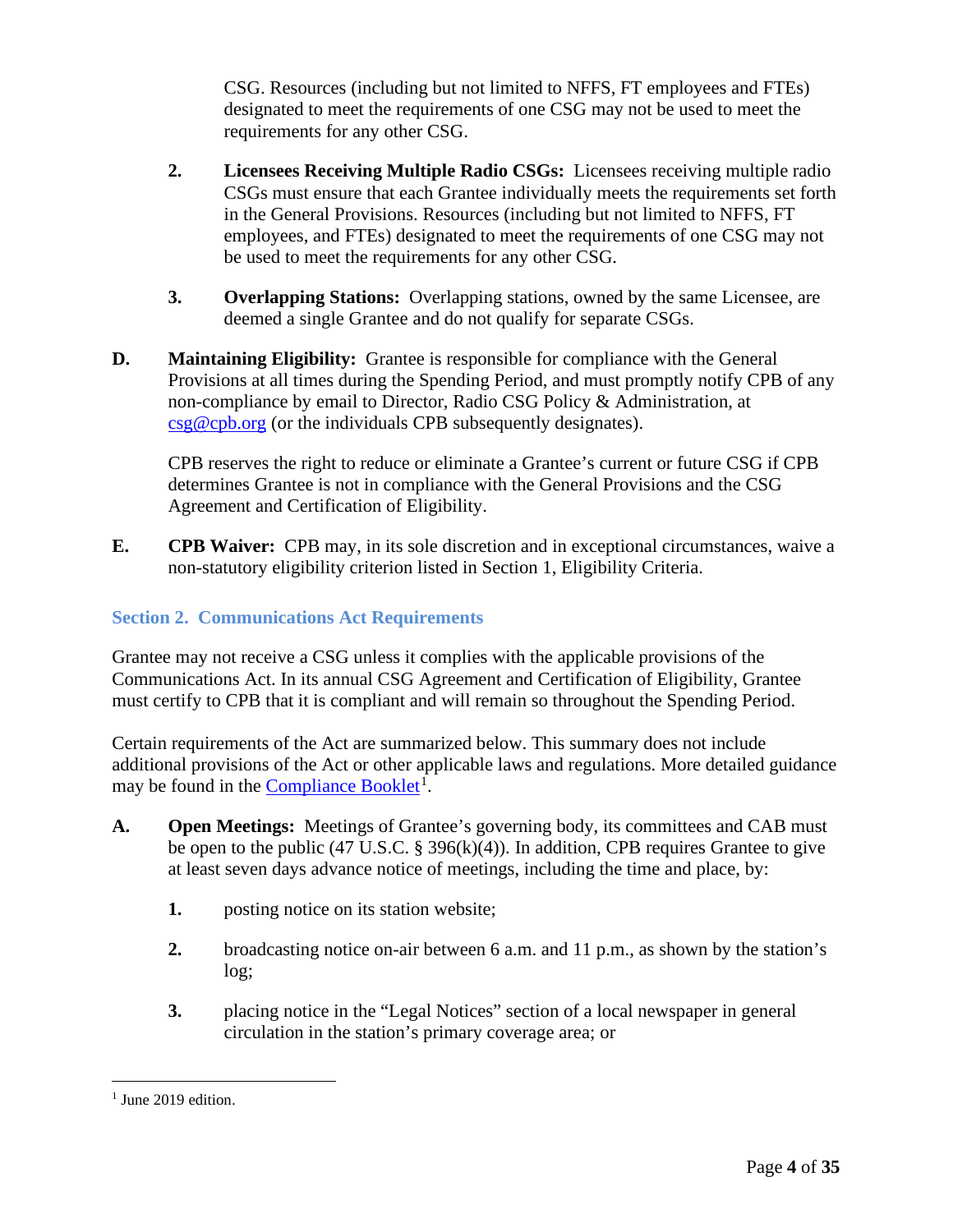CSG. Resources (including but not limited to NFFS, FT employees and FTEs) designated to meet the requirements of one CSG may not be used to meet the requirements for any other CSG.

2. **Licensees Receiving Multiple Radio CSGs:** Licensees receiving multiple radio CSGs must ensure that each Grantee individually meets the requirements set forth in the General Provisions. Resources (including but not limited to NFFS, FT employees, and FTEs) designated to meet the requirements of one CSG may not be used to meet the requirements for any other CSG.

3. **Overlapping Stations:** Overlapping stations, owned by the same Licensee, are deemed a single Grantee and do not qualify for separate CSGs.

**D. Maintaining Eligibility:** Grantee is responsible for compliance with the General Provisions at all times during the Spending Period, and must promptly notify CPB of any non-compliance by email to Director, Radio CSG Policy & Administration, at csg@cpb.org (or the individuals CPB subsequently designates).

CPB reserves the right to reduce or eliminate a Grantee's current or future CSG if CPB determines Grantee is not in compliance with the General Provisions and the CSG Agreement and Certification of Eligibility.

**E. CPB Waiver:** CPB may, in its sole discretion and in exceptional circumstances, waive a non-statutory eligibility criterion listed in Section 1, Eligibility Criteria.

## Section 2. Communications Act Requirements

Grantee may not receive a CSG unless it complies with the applicable provisions of the Communications Act. In its annual CSG Agreement and Certification of Eligibility, Grantee must certify to CPB that it is compliant and will remain so throughout the Spending Period.

Certain requirements of the Act are summarized below. This summary does not include additional provisions of the Act or other applicable laws and regulations. More detailed guidance may be found in the Compliance Booklet[1].

**A. Open Meetings:** Meetings of Grantee's governing body, its committees and CAB must be open to the public (47 U.S.C. § 396(k)(4)). In addition, CPB requires Grantee to give at least seven days advance notice of meetings, including the time and place, by:

1. posting notice on its station website;

2. broadcasting notice on-air between 6 a.m. and 11 p.m., as shown by the station's log;

3. placing notice in the "Legal Notices" section of a local newspaper in general circulation in the station's primary coverage area; or

[1] June 2019 edition.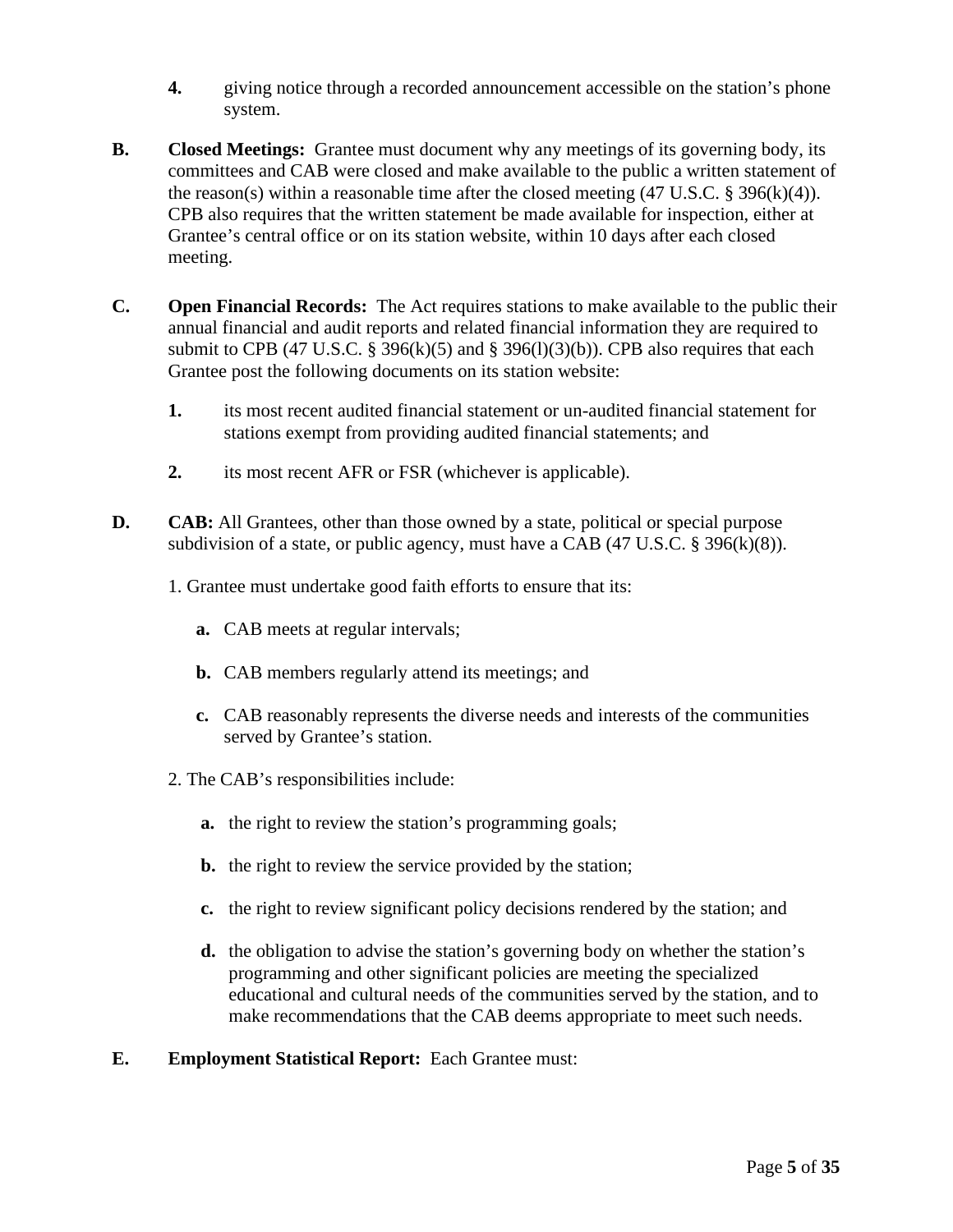**4.** giving notice through a recorded announcement accessible on the station's phone system.

**B. Closed Meetings:** Grantee must document why any meetings of its governing body, its committees and CAB were closed and make available to the public a written statement of the reason(s) within a reasonable time after the closed meeting (47 U.S.C. § 396(k)(4)). CPB also requires that the written statement be made available for inspection, either at Grantee's central office or on its station website, within 10 days after each closed meeting.

**C. Open Financial Records:** The Act requires stations to make available to the public their annual financial and audit reports and related financial information they are required to submit to CPB (47 U.S.C. § 396(k)(5) and § 396(l)(3)(b)). CPB also requires that each Grantee post the following documents on its station website:

**1.** its most recent audited financial statement or un-audited financial statement for stations exempt from providing audited financial statements; and

**2.** its most recent AFR or FSR (whichever is applicable).

**D. CAB:** All Grantees, other than those owned by a state, political or special purpose subdivision of a state, or public agency, must have a CAB (47 U.S.C. § 396(k)(8)).

1. Grantee must undertake good faith efforts to ensure that its:

   **a.** CAB meets at regular intervals;

   **b.** CAB members regularly attend its meetings; and

   **c.** CAB reasonably represents the diverse needs and interests of the communities served by Grantee's station.

2. The CAB's responsibilities include:

   **a.** the right to review the station's programming goals;

   **b.** the right to review the service provided by the station;

   **c.** the right to review significant policy decisions rendered by the station; and

   **d.** the obligation to advise the station's governing body on whether the station's programming and other significant policies are meeting the specialized educational and cultural needs of the communities served by the station, and to make recommendations that the CAB deems appropriate to meet such needs.

**E. Employment Statistical Report:** Each Grantee must: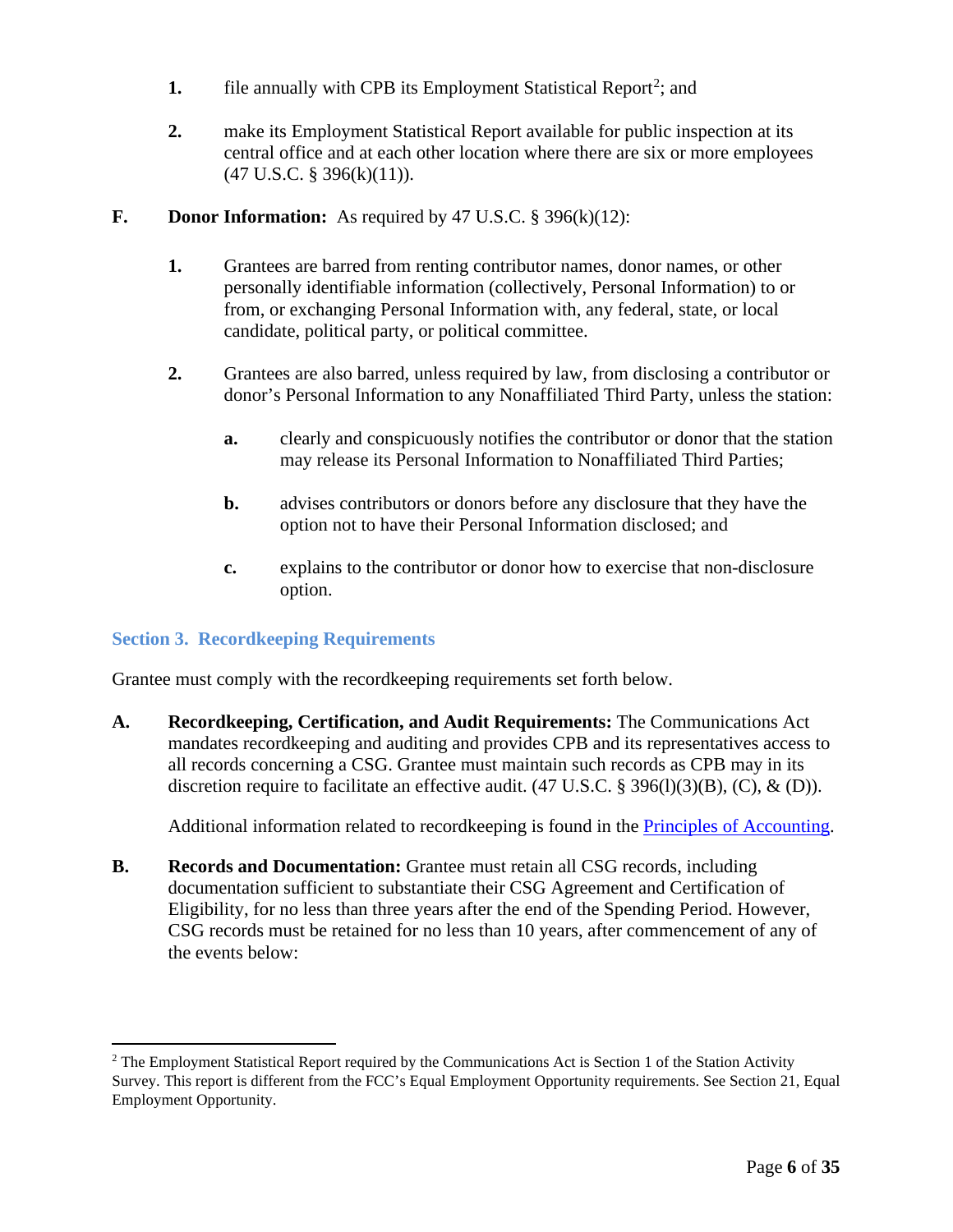1. file annually with CPB its Employment Statistical Report[2]; and

2. make its Employment Statistical Report available for public inspection at its central office and at each other location where there are six or more employees (47 U.S.C. § 396(k)(11)).

**F. Donor Information:** As required by 47 U.S.C. § 396(k)(12):

1. Grantees are barred from renting contributor names, donor names, or other personally identifiable information (collectively, Personal Information) to or from, or exchanging Personal Information with, any federal, state, or local candidate, political party, or political committee.

2. Grantees are also barred, unless required by law, from disclosing a contributor or donor's Personal Information to any Nonaffiliated Third Party, unless the station:

   a. clearly and conspicuously notifies the contributor or donor that the station may release its Personal Information to Nonaffiliated Third Parties;

   b. advises contributors or donors before any disclosure that they have the option not to have their Personal Information disclosed; and

   c. explains to the contributor or donor how to exercise that non-disclosure option.

## Section 3. Recordkeeping Requirements

Grantee must comply with the recordkeeping requirements set forth below.

**A. Recordkeeping, Certification, and Audit Requirements:** The Communications Act mandates recordkeeping and auditing and provides CPB and its representatives access to all records concerning a CSG. Grantee must maintain such records as CPB may in its discretion require to facilitate an effective audit. (47 U.S.C. § 396(l)(3)(B), (C), & (D)).

Additional information related to recordkeeping is found in the [Principles of Accounting](#).

**B. Records and Documentation:** Grantee must retain all CSG records, including documentation sufficient to substantiate their CSG Agreement and Certification of Eligibility, for no less than three years after the end of the Spending Period. However, CSG records must be retained for no less than 10 years, after commencement of any of the events below:

---

[2] The Employment Statistical Report required by the Communications Act is Section 1 of the Station Activity Survey. This report is different from the FCC's Equal Employment Opportunity requirements. See Section 21, Equal Employment Opportunity.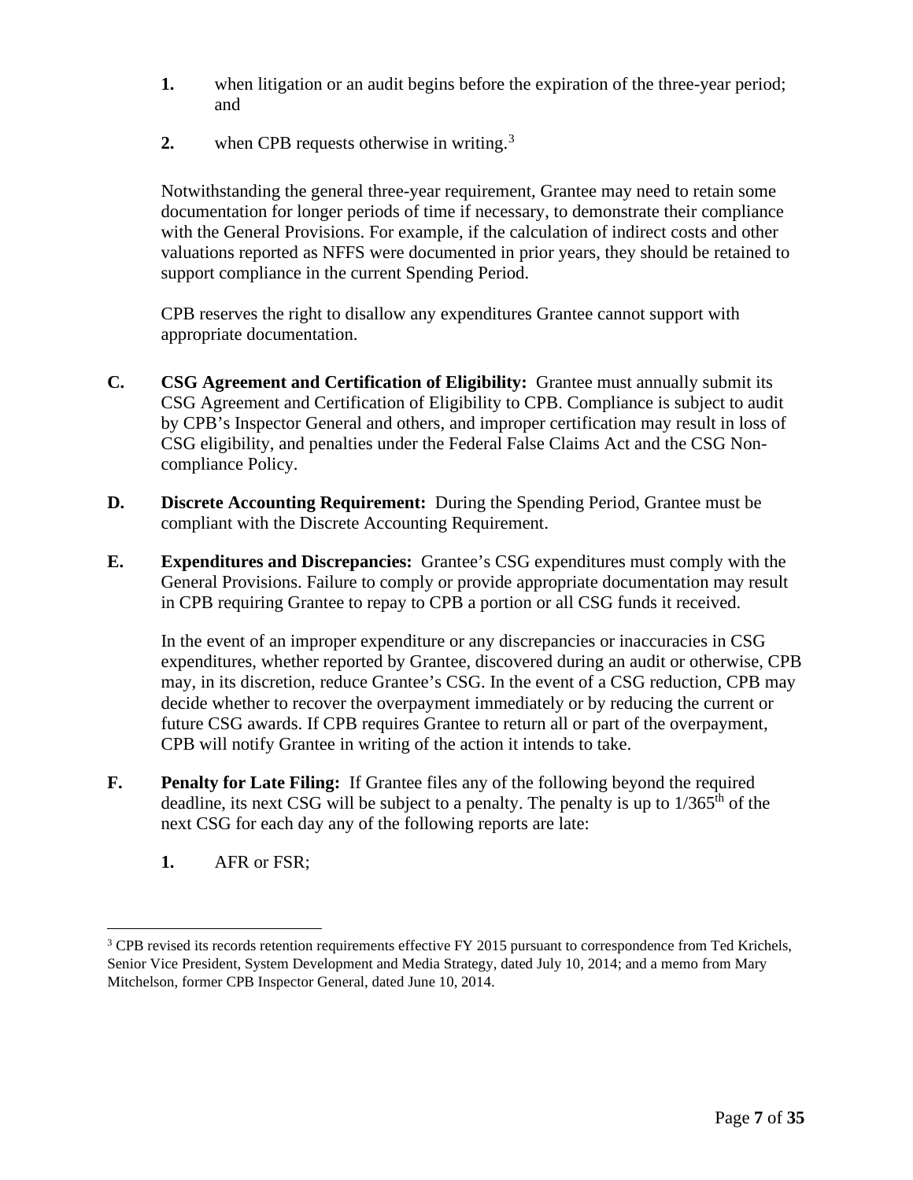1. when litigation or an audit begins before the expiration of the three-year period; and

2. when CPB requests otherwise in writing.[3]

Notwithstanding the general three-year requirement, Grantee may need to retain some documentation for longer periods of time if necessary, to demonstrate their compliance with the General Provisions. For example, if the calculation of indirect costs and other valuations reported as NFFS were documented in prior years, they should be retained to support compliance in the current Spending Period.

CPB reserves the right to disallow any expenditures Grantee cannot support with appropriate documentation.

**C. CSG Agreement and Certification of Eligibility:** Grantee must annually submit its CSG Agreement and Certification of Eligibility to CPB. Compliance is subject to audit by CPB's Inspector General and others, and improper certification may result in loss of CSG eligibility, and penalties under the Federal False Claims Act and the CSG Non-compliance Policy.

**D. Discrete Accounting Requirement:** During the Spending Period, Grantee must be compliant with the Discrete Accounting Requirement.

**E. Expenditures and Discrepancies:** Grantee's CSG expenditures must comply with the General Provisions. Failure to comply or provide appropriate documentation may result in CPB requiring Grantee to repay to CPB a portion or all CSG funds it received.

In the event of an improper expenditure or any discrepancies or inaccuracies in CSG expenditures, whether reported by Grantee, discovered during an audit or otherwise, CPB may, in its discretion, reduce Grantee's CSG. In the event of a CSG reduction, CPB may decide whether to recover the overpayment immediately or by reducing the current or future CSG awards. If CPB requires Grantee to return all or part of the overpayment, CPB will notify Grantee in writing of the action it intends to take.

**F. Penalty for Late Filing:** If Grantee files any of the following beyond the required deadline, its next CSG will be subject to a penalty. The penalty is up to $1/365^{th}$ of the next CSG for each day any of the following reports are late:

1. AFR or FSR;

[3] CPB revised its records retention requirements effective FY 2015 pursuant to correspondence from Ted Krichels, Senior Vice President, System Development and Media Strategy, dated July 10, 2014; and a memo from Mary Mitchelson, former CPB Inspector General, dated June 10, 2014.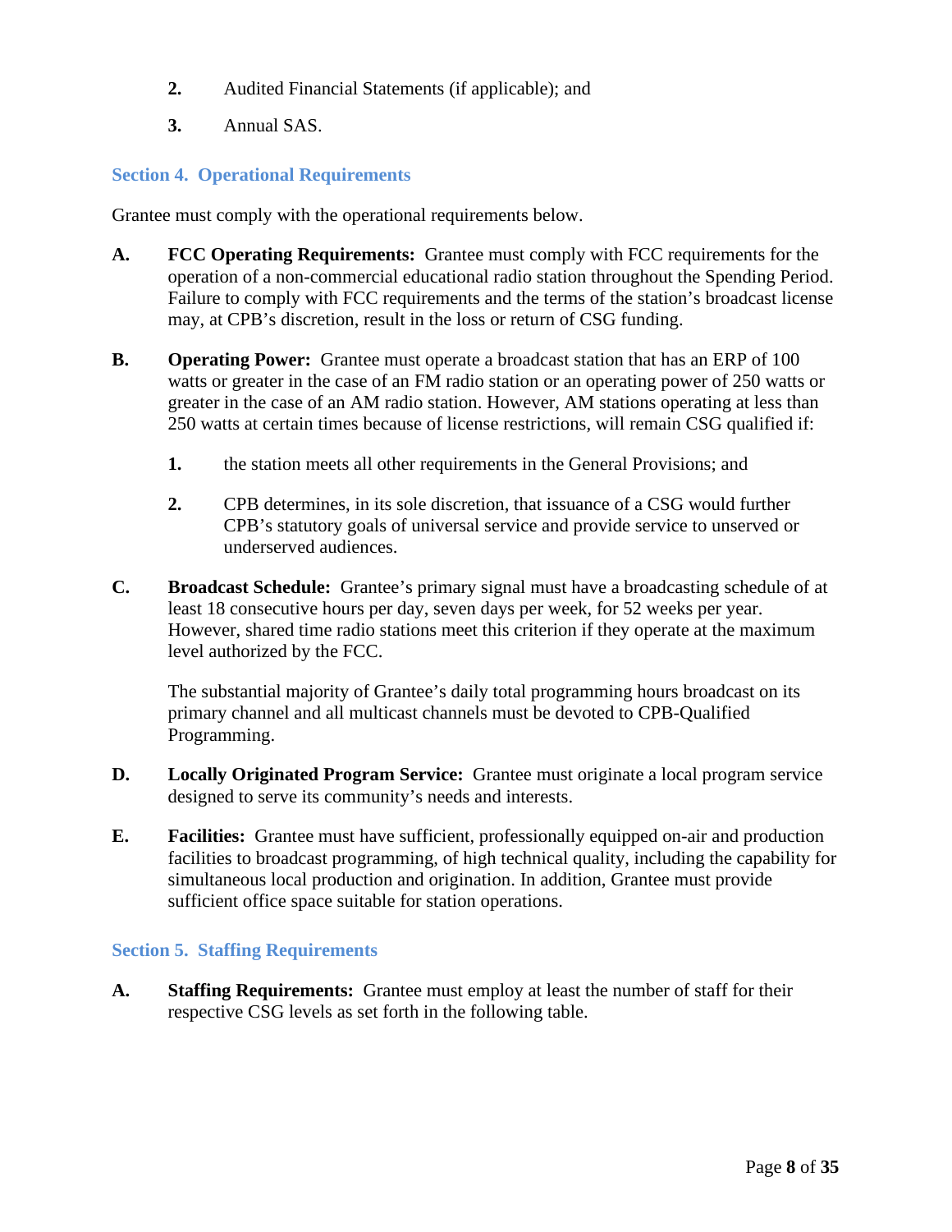2. Audited Financial Statements (if applicable); and

3. Annual SAS.

## Section 4. Operational Requirements

Grantee must comply with the operational requirements below.

**A. FCC Operating Requirements:** Grantee must comply with FCC requirements for the operation of a non-commercial educational radio station throughout the Spending Period. Failure to comply with FCC requirements and the terms of the station's broadcast license may, at CPB's discretion, result in the loss or return of CSG funding.

**B. Operating Power:** Grantee must operate a broadcast station that has an ERP of 100 watts or greater in the case of an FM radio station or an operating power of 250 watts or greater in the case of an AM radio station. However, AM stations operating at less than 250 watts at certain times because of license restrictions, will remain CSG qualified if:

1. the station meets all other requirements in the General Provisions; and

2. CPB determines, in its sole discretion, that issuance of a CSG would further CPB's statutory goals of universal service and provide service to unserved or underserved audiences.

**C. Broadcast Schedule:** Grantee's primary signal must have a broadcasting schedule of at least 18 consecutive hours per day, seven days per week, for 52 weeks per year. However, shared time radio stations meet this criterion if they operate at the maximum level authorized by the FCC.

The substantial majority of Grantee's daily total programming hours broadcast on its primary channel and all multicast channels must be devoted to CPB-Qualified Programming.

**D. Locally Originated Program Service:** Grantee must originate a local program service designed to serve its community's needs and interests.

**E. Facilities:** Grantee must have sufficient, professionally equipped on-air and production facilities to broadcast programming, of high technical quality, including the capability for simultaneous local production and origination. In addition, Grantee must provide sufficient office space suitable for station operations.

## Section 5. Staffing Requirements

**A. Staffing Requirements:** Grantee must employ at least the number of staff for their respective CSG levels as set forth in the following table.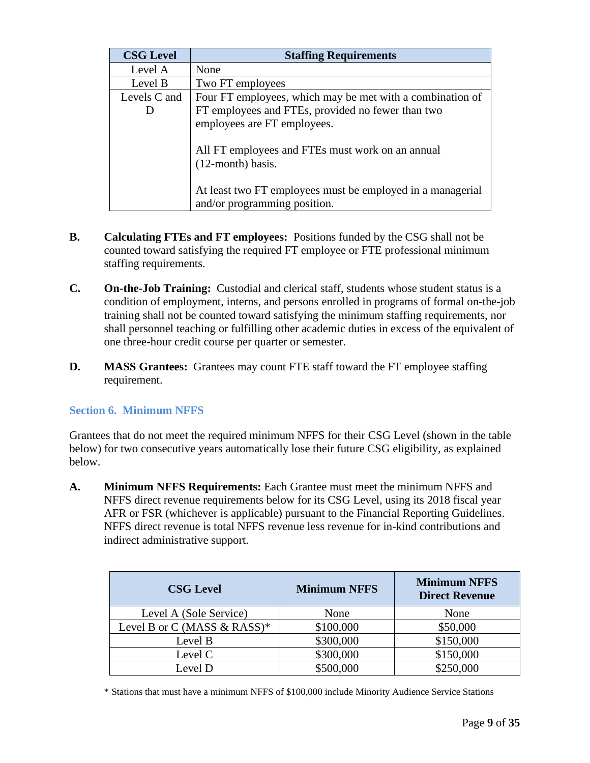| CSG Level | Staffing Requirements |
|---|---|
| Level A | None |
| Level B | Two FT employees |
| Levels C and D | Four FT employees, which may be met with a combination of FT employees and FTEs, provided no fewer than two employees are FT employees.<br><br>All FT employees and FTEs must work on an annual (12-month) basis.<br><br>At least two FT employees must be employed in a managerial and/or programming position. |

**B.** **Calculating FTEs and FT employees:** Positions funded by the CSG shall not be counted toward satisfying the required FT employee or FTE professional minimum staffing requirements.

**C.** **On-the-Job Training:** Custodial and clerical staff, students whose student status is a condition of employment, interns, and persons enrolled in programs of formal on-the-job training shall not be counted toward satisfying the minimum staffing requirements, nor shall personnel teaching or fulfilling other academic duties in excess of the equivalent of one three-hour credit course per quarter or semester.

**D.** **MASS Grantees:** Grantees may count FTE staff toward the FT employee staffing requirement.

## Section 6. Minimum NFFS

Grantees that do not meet the required minimum NFFS for their CSG Level (shown in the table below) for two consecutive years automatically lose their future CSG eligibility, as explained below.

**A.** **Minimum NFFS Requirements:** Each Grantee must meet the minimum NFFS and NFFS direct revenue requirements below for its CSG Level, using its 2018 fiscal year AFR or FSR (whichever is applicable) pursuant to the Financial Reporting Guidelines. NFFS direct revenue is total NFFS revenue less revenue for in-kind contributions and indirect administrative support.

| CSG Level | Minimum NFFS | Minimum NFFS Direct Revenue |
|---|---|---|
| Level A (Sole Service) | None | None |
| Level B or C (MASS & RASS)* | $100,000 | $50,000 |
| Level B | $300,000 | $150,000 |
| Level C | $300,000 | $150,000 |
| Level D | $500,000 | $250,000 |

* Stations that must have a minimum NFFS of $100,000 include Minority Audience Service Stations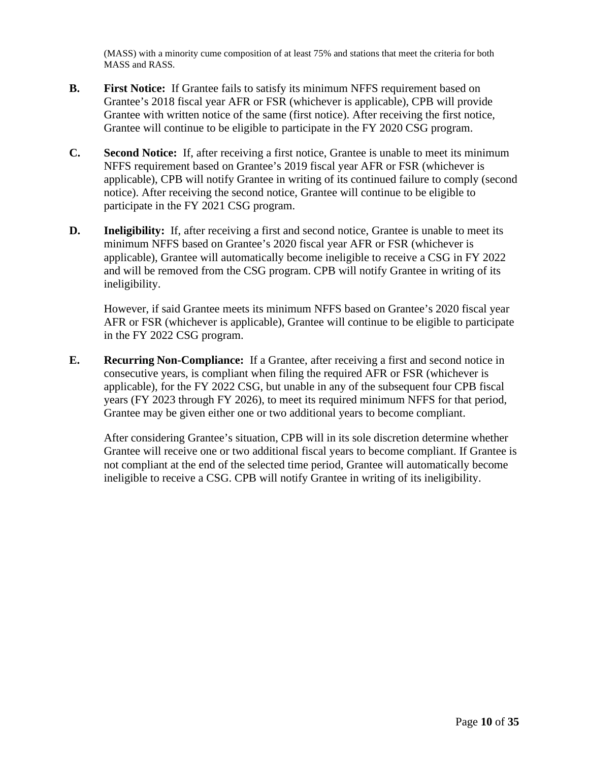(MASS) with a minority cume composition of at least 75% and stations that meet the criteria for both MASS and RASS.

**B.** **First Notice:** If Grantee fails to satisfy its minimum NFFS requirement based on Grantee's 2018 fiscal year AFR or FSR (whichever is applicable), CPB will provide Grantee with written notice of the same (first notice). After receiving the first notice, Grantee will continue to be eligible to participate in the FY 2020 CSG program.

**C.** **Second Notice:** If, after receiving a first notice, Grantee is unable to meet its minimum NFFS requirement based on Grantee's 2019 fiscal year AFR or FSR (whichever is applicable), CPB will notify Grantee in writing of its continued failure to comply (second notice). After receiving the second notice, Grantee will continue to be eligible to participate in the FY 2021 CSG program.

**D.** **Ineligibility:** If, after receiving a first and second notice, Grantee is unable to meet its minimum NFFS based on Grantee's 2020 fiscal year AFR or FSR (whichever is applicable), Grantee will automatically become ineligible to receive a CSG in FY 2022 and will be removed from the CSG program. CPB will notify Grantee in writing of its ineligibility.

However, if said Grantee meets its minimum NFFS based on Grantee's 2020 fiscal year AFR or FSR (whichever is applicable), Grantee will continue to be eligible to participate in the FY 2022 CSG program.

**E.** **Recurring Non-Compliance:** If a Grantee, after receiving a first and second notice in consecutive years, is compliant when filing the required AFR or FSR (whichever is applicable), for the FY 2022 CSG, but unable in any of the subsequent four CPB fiscal years (FY 2023 through FY 2026), to meet its required minimum NFFS for that period, Grantee may be given either one or two additional years to become compliant.

After considering Grantee's situation, CPB will in its sole discretion determine whether Grantee will receive one or two additional fiscal years to become compliant. If Grantee is not compliant at the end of the selected time period, Grantee will automatically become ineligible to receive a CSG. CPB will notify Grantee in writing of its ineligibility.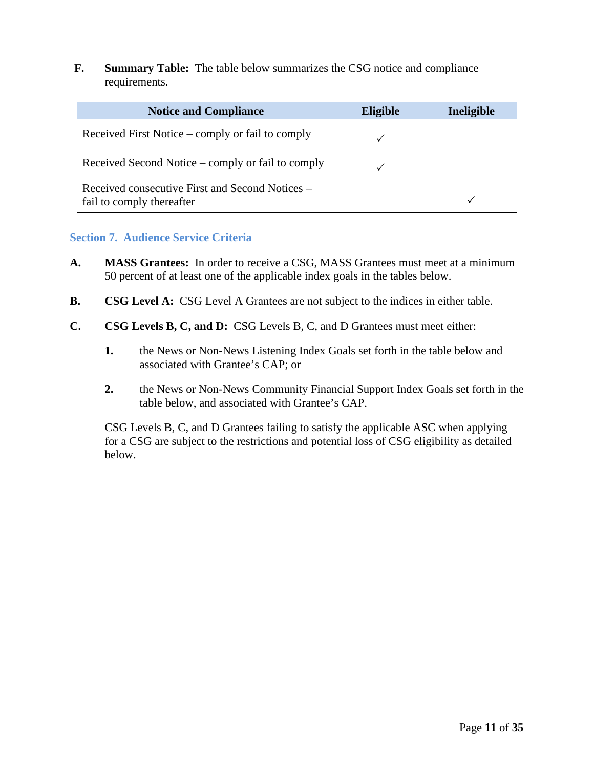**F. Summary Table:** The table below summarizes the CSG notice and compliance requirements.

| Notice and Compliance | Eligible | Ineligible |
|---|---|---|
| Received First Notice – comply or fail to comply | ✓ | |
| Received Second Notice – comply or fail to comply | ✓ | |
| Received consecutive First and Second Notices – fail to comply thereafter | | ✓ |

## Section 7. Audience Service Criteria

**A. MASS Grantees:** In order to receive a CSG, MASS Grantees must meet at a minimum 50 percent of at least one of the applicable index goals in the tables below.

**B. CSG Level A:** CSG Level A Grantees are not subject to the indices in either table.

**C. CSG Levels B, C, and D:** CSG Levels B, C, and D Grantees must meet either:

1. the News or Non-News Listening Index Goals set forth in the table below and associated with Grantee's CAP; or

2. the News or Non-News Community Financial Support Index Goals set forth in the table below, and associated with Grantee's CAP.

CSG Levels B, C, and D Grantees failing to satisfy the applicable ASC when applying for a CSG are subject to the restrictions and potential loss of CSG eligibility as detailed below.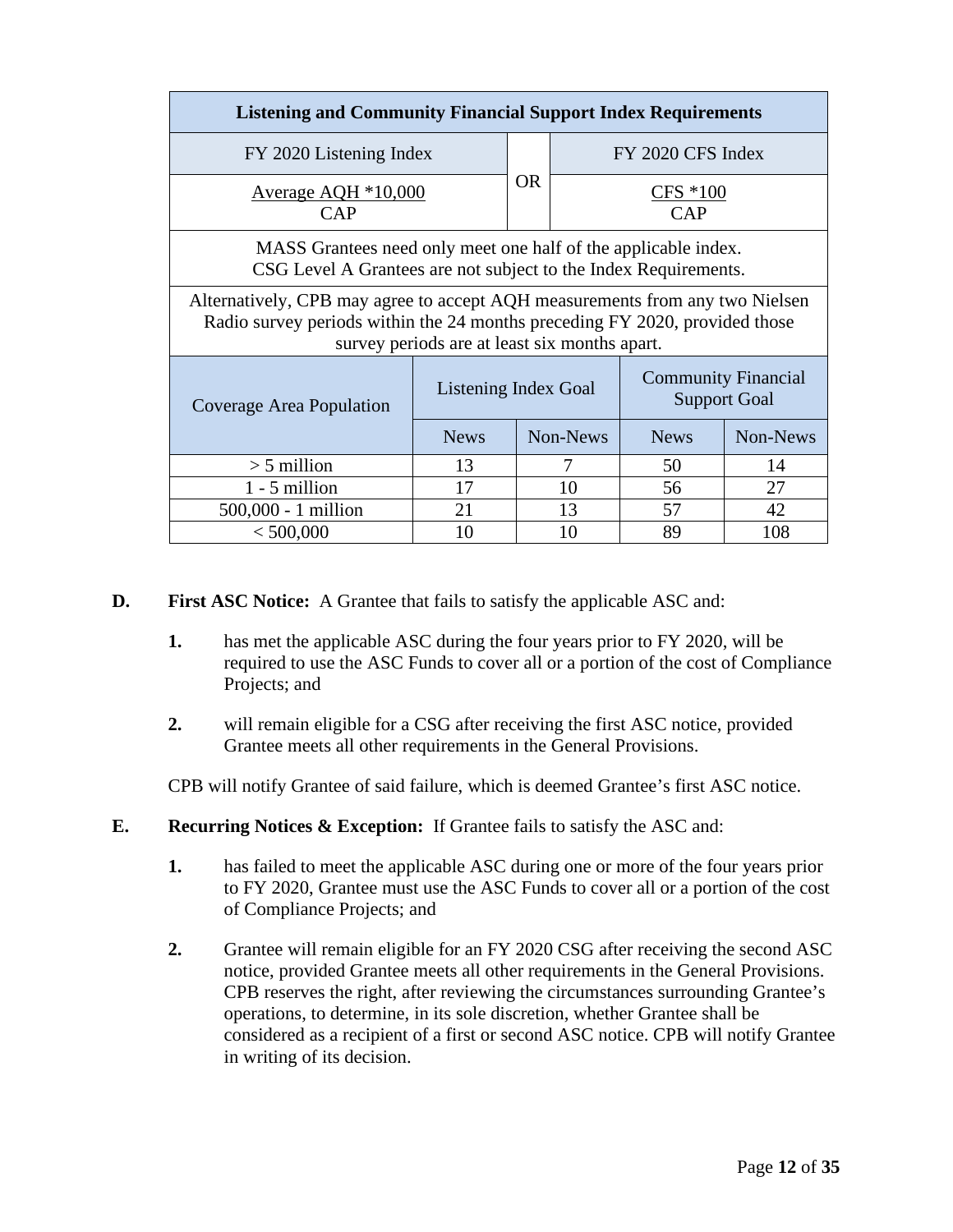| Listening and Community Financial Support Index Requirements | | | | |
|---|---|---|---|---|
| FY 2020 Listening Index | | OR | FY 2020 CFS Index | |
| Average AQH *10,000 / CAP | | | CFS *100 / CAP | |
| MASS Grantees need only meet one half of the applicable index. CSG Level A Grantees are not subject to the Index Requirements. | | | | |
| Alternatively, CPB may agree to accept AQH measurements from any two Nielsen Radio survey periods within the 24 months preceding FY 2020, provided those survey periods are at least six months apart. | | | | |
| Coverage Area Population | Listening Index Goal | | Community Financial Support Goal | |
| | News | Non-News | News | Non-News |
| > 5 million | 13 | 7 | 50 | 14 |
| 1 - 5 million | 17 | 10 | 56 | 27 |
| 500,000 - 1 million | 21 | 13 | 57 | 42 |
| < 500,000 | 10 | 10 | 89 | 108 |

**D. First ASC Notice:** A Grantee that fails to satisfy the applicable ASC and:

1. has met the applicable ASC during the four years prior to FY 2020, will be required to use the ASC Funds to cover all or a portion of the cost of Compliance Projects; and

2. will remain eligible for a CSG after receiving the first ASC notice, provided Grantee meets all other requirements in the General Provisions.

CPB will notify Grantee of said failure, which is deemed Grantee's first ASC notice.

**E. Recurring Notices & Exception:** If Grantee fails to satisfy the ASC and:

1. has failed to meet the applicable ASC during one or more of the four years prior to FY 2020, Grantee must use the ASC Funds to cover all or a portion of the cost of Compliance Projects; and

2. Grantee will remain eligible for an FY 2020 CSG after receiving the second ASC notice, provided Grantee meets all other requirements in the General Provisions. CPB reserves the right, after reviewing the circumstances surrounding Grantee's operations, to determine, in its sole discretion, whether Grantee shall be considered as a recipient of a first or second ASC notice. CPB will notify Grantee in writing of its decision.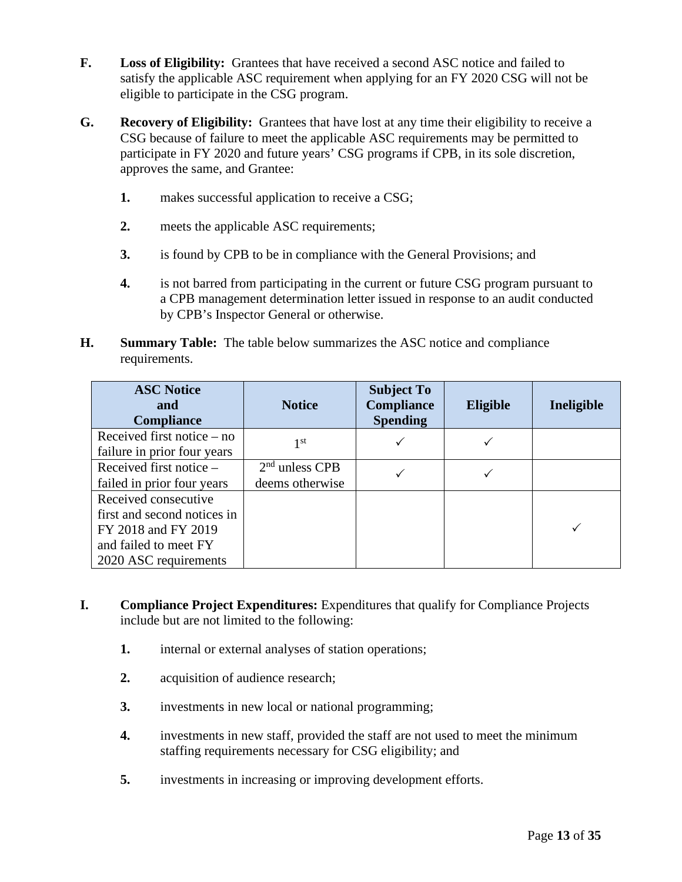**F. Loss of Eligibility:** Grantees that have received a second ASC notice and failed to satisfy the applicable ASC requirement when applying for an FY 2020 CSG will not be eligible to participate in the CSG program.

**G. Recovery of Eligibility:** Grantees that have lost at any time their eligibility to receive a CSG because of failure to meet the applicable ASC requirements may be permitted to participate in FY 2020 and future years' CSG programs if CPB, in its sole discretion, approves the same, and Grantee:

1. makes successful application to receive a CSG;

2. meets the applicable ASC requirements;

3. is found by CPB to be in compliance with the General Provisions; and

4. is not barred from participating in the current or future CSG program pursuant to a CPB management determination letter issued in response to an audit conducted by CPB's Inspector General or otherwise.

**H. Summary Table:** The table below summarizes the ASC notice and compliance requirements.

| ASC Notice and Compliance | Notice | Subject To Compliance Spending | Eligible | Ineligible |
|---|---|---|---|---|
| Received first notice – no failure in prior four years | 1st | ✓ | ✓ | |
| Received first notice – failed in prior four years | 2nd unless CPB deems otherwise | ✓ | ✓ | |
| Received consecutive first and second notices in FY 2018 and FY 2019 and failed to meet FY 2020 ASC requirements | | | | ✓ |

**I. Compliance Project Expenditures:** Expenditures that qualify for Compliance Projects include but are not limited to the following:

1. internal or external analyses of station operations;

2. acquisition of audience research;

3. investments in new local or national programming;

4. investments in new staff, provided the staff are not used to meet the minimum staffing requirements necessary for CSG eligibility; and

5. investments in increasing or improving development efforts.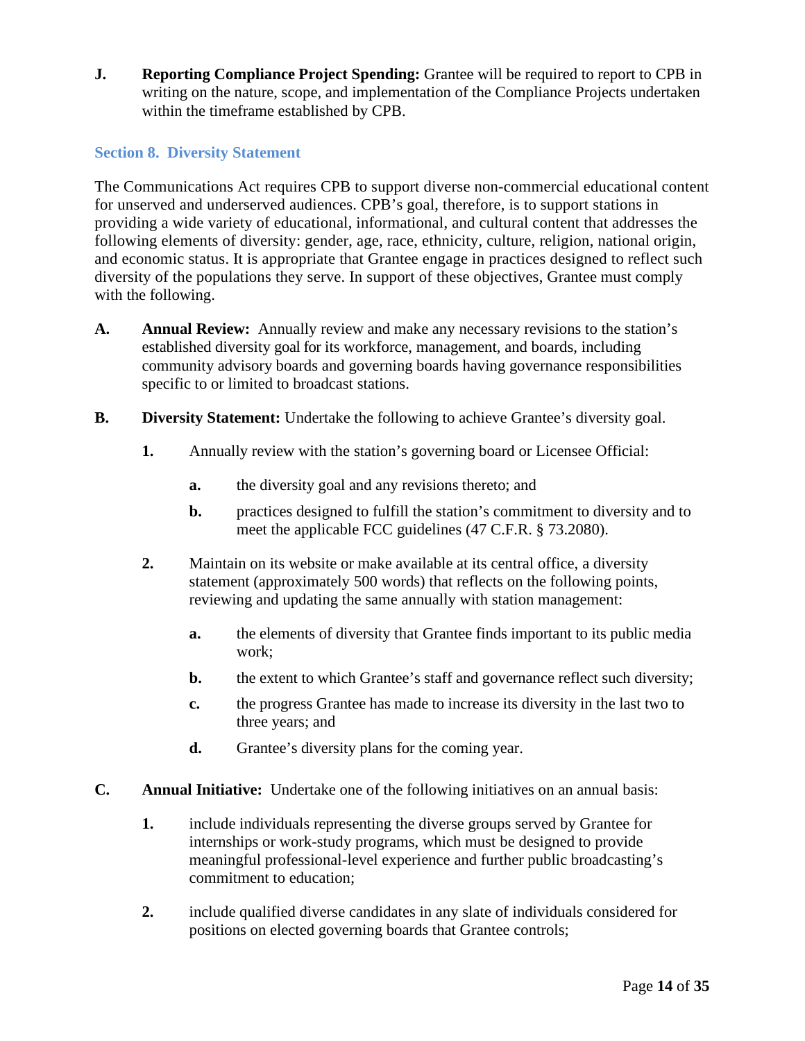**J. Reporting Compliance Project Spending:** Grantee will be required to report to CPB in writing on the nature, scope, and implementation of the Compliance Projects undertaken within the timeframe established by CPB.

## Section 8. Diversity Statement

The Communications Act requires CPB to support diverse non-commercial educational content for unserved and underserved audiences. CPB's goal, therefore, is to support stations in providing a wide variety of educational, informational, and cultural content that addresses the following elements of diversity: gender, age, race, ethnicity, culture, religion, national origin, and economic status. It is appropriate that Grantee engage in practices designed to reflect such diversity of the populations they serve. In support of these objectives, Grantee must comply with the following.

**A. Annual Review:** Annually review and make any necessary revisions to the station's established diversity goal for its workforce, management, and boards, including community advisory boards and governing boards having governance responsibilities specific to or limited to broadcast stations.

**B. Diversity Statement:** Undertake the following to achieve Grantee's diversity goal.

**1.** Annually review with the station's governing board or Licensee Official:

**a.** the diversity goal and any revisions thereto; and

**b.** practices designed to fulfill the station's commitment to diversity and to meet the applicable FCC guidelines (47 C.F.R. § 73.2080).

**2.** Maintain on its website or make available at its central office, a diversity statement (approximately 500 words) that reflects on the following points, reviewing and updating the same annually with station management:

**a.** the elements of diversity that Grantee finds important to its public media work;

**b.** the extent to which Grantee's staff and governance reflect such diversity;

**c.** the progress Grantee has made to increase its diversity in the last two to three years; and

**d.** Grantee's diversity plans for the coming year.

**C. Annual Initiative:** Undertake one of the following initiatives on an annual basis:

**1.** include individuals representing the diverse groups served by Grantee for internships or work-study programs, which must be designed to provide meaningful professional-level experience and further public broadcasting's commitment to education;

**2.** include qualified diverse candidates in any slate of individuals considered for positions on elected governing boards that Grantee controls;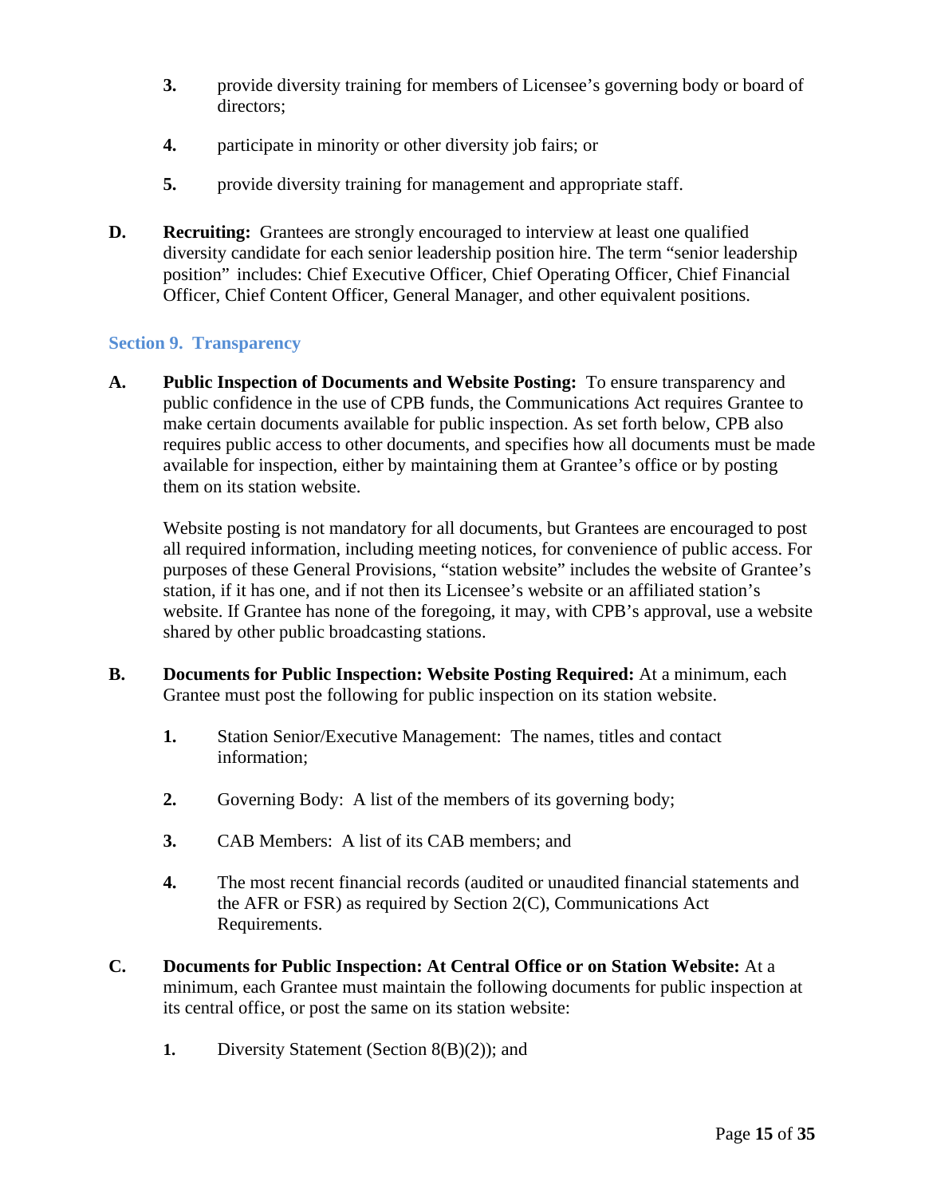3. provide diversity training for members of Licensee's governing body or board of directors;

4. participate in minority or other diversity job fairs; or

5. provide diversity training for management and appropriate staff.

**D. Recruiting:** Grantees are strongly encouraged to interview at least one qualified diversity candidate for each senior leadership position hire. The term "senior leadership position" includes: Chief Executive Officer, Chief Operating Officer, Chief Financial Officer, Chief Content Officer, General Manager, and other equivalent positions.

## Section 9. Transparency

**A. Public Inspection of Documents and Website Posting:** To ensure transparency and public confidence in the use of CPB funds, the Communications Act requires Grantee to make certain documents available for public inspection. As set forth below, CPB also requires public access to other documents, and specifies how all documents must be made available for inspection, either by maintaining them at Grantee's office or by posting them on its station website.

Website posting is not mandatory for all documents, but Grantees are encouraged to post all required information, including meeting notices, for convenience of public access. For purposes of these General Provisions, "station website" includes the website of Grantee's station, if it has one, and if not then its Licensee's website or an affiliated station's website. If Grantee has none of the foregoing, it may, with CPB's approval, use a website shared by other public broadcasting stations.

**B. Documents for Public Inspection: Website Posting Required:** At a minimum, each Grantee must post the following for public inspection on its station website.

1. Station Senior/Executive Management: The names, titles and contact information;

2. Governing Body: A list of the members of its governing body;

3. CAB Members: A list of its CAB members; and

4. The most recent financial records (audited or unaudited financial statements and the AFR or FSR) as required by Section 2(C), Communications Act Requirements.

**C. Documents for Public Inspection: At Central Office or on Station Website:** At a minimum, each Grantee must maintain the following documents for public inspection at its central office, or post the same on its station website:

1. Diversity Statement (Section 8(B)(2)); and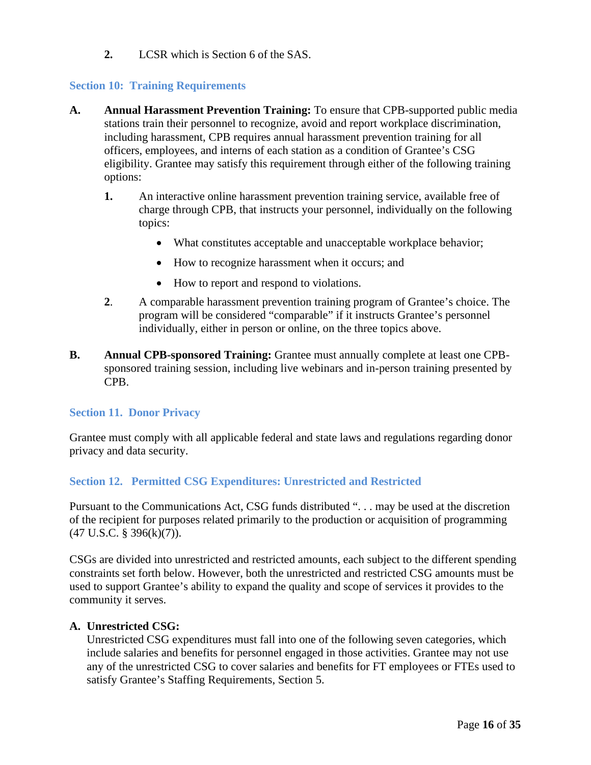2. LCSR which is Section 6 of the SAS.

## Section 10: Training Requirements

**A. Annual Harassment Prevention Training:** To ensure that CPB-supported public media stations train their personnel to recognize, avoid and report workplace discrimination, including harassment, CPB requires annual harassment prevention training for all officers, employees, and interns of each station as a condition of Grantee's CSG eligibility. Grantee may satisfy this requirement through either of the following training options:

1. An interactive online harassment prevention training service, available free of charge through CPB, that instructs your personnel, individually on the following topics:
   - What constitutes acceptable and unacceptable workplace behavior;
   - How to recognize harassment when it occurs; and
   - How to report and respond to violations.
2. A comparable harassment prevention training program of Grantee's choice. The program will be considered "comparable" if it instructs Grantee's personnel individually, either in person or online, on the three topics above.

**B. Annual CPB-sponsored Training:** Grantee must annually complete at least one CPB-sponsored training session, including live webinars and in-person training presented by CPB.

## Section 11. Donor Privacy

Grantee must comply with all applicable federal and state laws and regulations regarding donor privacy and data security.

## Section 12. Permitted CSG Expenditures: Unrestricted and Restricted

Pursuant to the Communications Act, CSG funds distributed ". . . may be used at the discretion of the recipient for purposes related primarily to the production or acquisition of programming (47 U.S.C. § 396(k)(7)).

CSGs are divided into unrestricted and restricted amounts, each subject to the different spending constraints set forth below. However, both the unrestricted and restricted CSG amounts must be used to support Grantee's ability to expand the quality and scope of services it provides to the community it serves.

**A. Unrestricted CSG:**

Unrestricted CSG expenditures must fall into one of the following seven categories, which include salaries and benefits for personnel engaged in those activities. Grantee may not use any of the unrestricted CSG to cover salaries and benefits for FT employees or FTEs used to satisfy Grantee's Staffing Requirements, Section 5.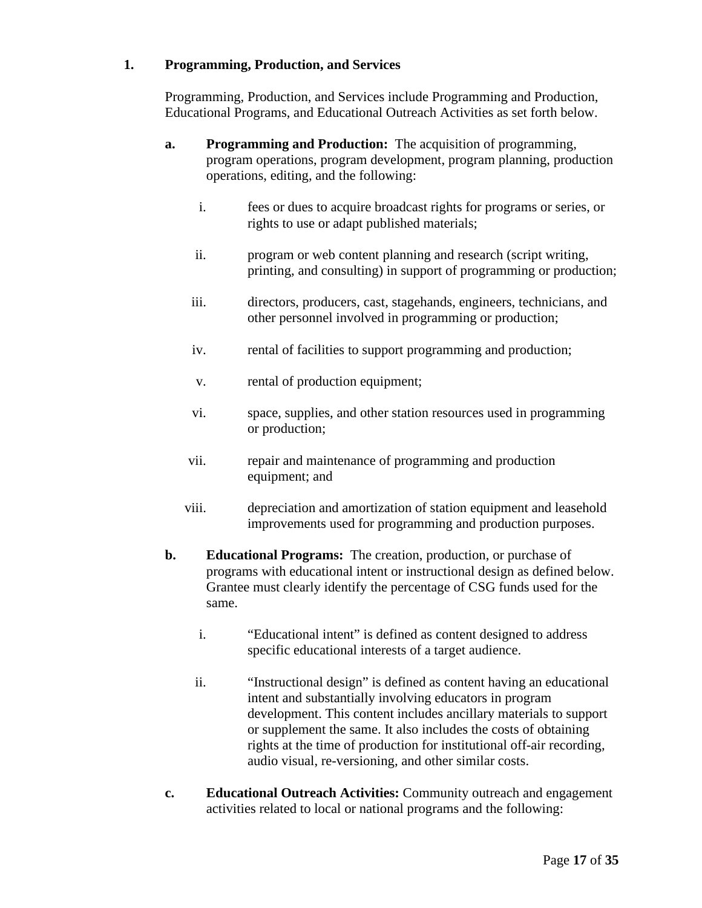**1. Programming, Production, and Services**

Programming, Production, and Services include Programming and Production, Educational Programs, and Educational Outreach Activities as set forth below.

**a. Programming and Production:** The acquisition of programming, program operations, program development, program planning, production operations, editing, and the following:

i. fees or dues to acquire broadcast rights for programs or series, or rights to use or adapt published materials;

ii. program or web content planning and research (script writing, printing, and consulting) in support of programming or production;

iii. directors, producers, cast, stagehands, engineers, technicians, and other personnel involved in programming or production;

iv. rental of facilities to support programming and production;

v. rental of production equipment;

vi. space, supplies, and other station resources used in programming or production;

vii. repair and maintenance of programming and production equipment; and

viii. depreciation and amortization of station equipment and leasehold improvements used for programming and production purposes.

**b. Educational Programs:** The creation, production, or purchase of programs with educational intent or instructional design as defined below. Grantee must clearly identify the percentage of CSG funds used for the same.

i. "Educational intent" is defined as content designed to address specific educational interests of a target audience.

ii. "Instructional design" is defined as content having an educational intent and substantially involving educators in program development. This content includes ancillary materials to support or supplement the same. It also includes the costs of obtaining rights at the time of production for institutional off-air recording, audio visual, re-versioning, and other similar costs.

**c. Educational Outreach Activities:** Community outreach and engagement activities related to local or national programs and the following: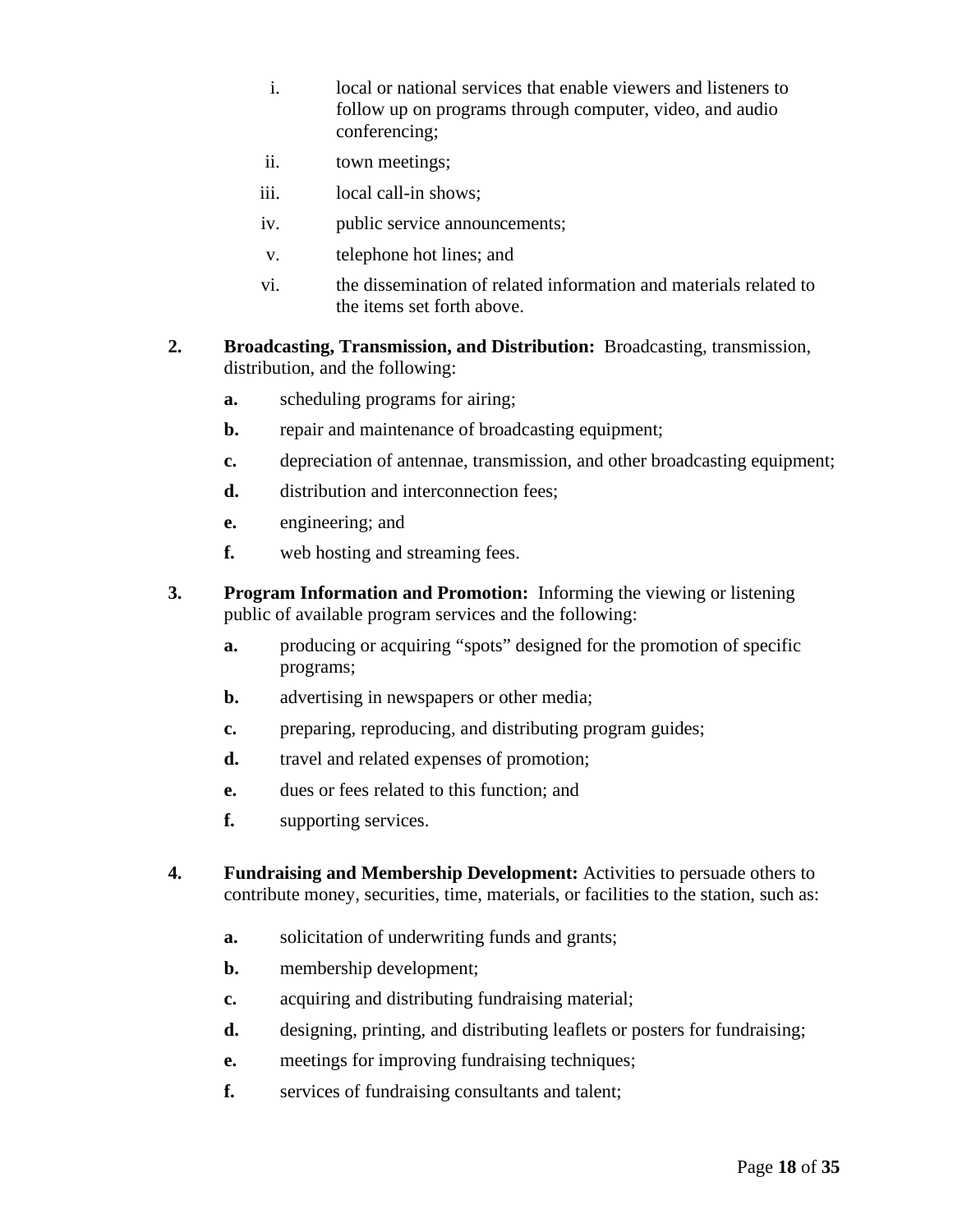i. local or national services that enable viewers and listeners to follow up on programs through computer, video, and audio conferencing;

ii. town meetings;

iii. local call-in shows;

iv. public service announcements;

v. telephone hot lines; and

vi. the dissemination of related information and materials related to the items set forth above.

**2. Broadcasting, Transmission, and Distribution:** Broadcasting, transmission, distribution, and the following:

**a.** scheduling programs for airing;

**b.** repair and maintenance of broadcasting equipment;

**c.** depreciation of antennae, transmission, and other broadcasting equipment;

**d.** distribution and interconnection fees;

**e.** engineering; and

**f.** web hosting and streaming fees.

**3. Program Information and Promotion:** Informing the viewing or listening public of available program services and the following:

**a.** producing or acquiring "spots" designed for the promotion of specific programs;

**b.** advertising in newspapers or other media;

**c.** preparing, reproducing, and distributing program guides;

**d.** travel and related expenses of promotion;

**e.** dues or fees related to this function; and

**f.** supporting services.

**4. Fundraising and Membership Development:** Activities to persuade others to contribute money, securities, time, materials, or facilities to the station, such as:

**a.** solicitation of underwriting funds and grants;

**b.** membership development;

**c.** acquiring and distributing fundraising material;

**d.** designing, printing, and distributing leaflets or posters for fundraising;

**e.** meetings for improving fundraising techniques;

**f.** services of fundraising consultants and talent;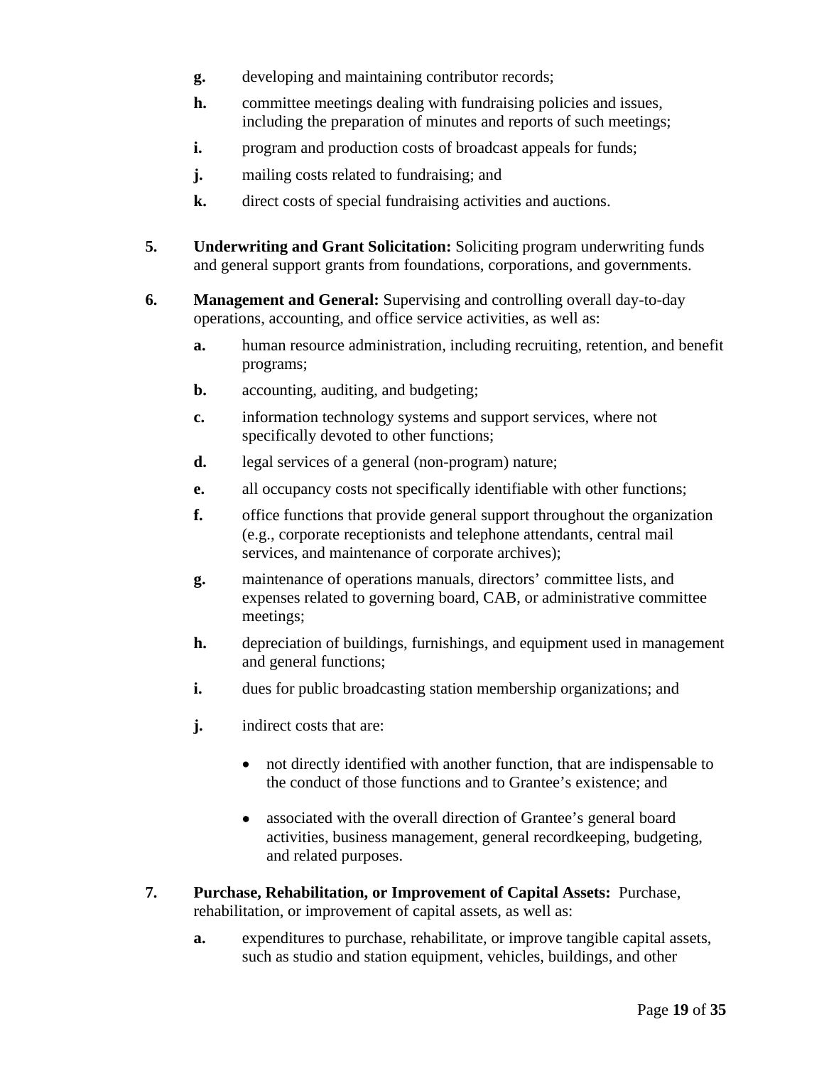**g.** developing and maintaining contributor records;

**h.** committee meetings dealing with fundraising policies and issues, including the preparation of minutes and reports of such meetings;

**i.** program and production costs of broadcast appeals for funds;

**j.** mailing costs related to fundraising; and

**k.** direct costs of special fundraising activities and auctions.

**5. Underwriting and Grant Solicitation:** Soliciting program underwriting funds and general support grants from foundations, corporations, and governments.

**6. Management and General:** Supervising and controlling overall day-to-day operations, accounting, and office service activities, as well as:

**a.** human resource administration, including recruiting, retention, and benefit programs;

**b.** accounting, auditing, and budgeting;

**c.** information technology systems and support services, where not specifically devoted to other functions;

**d.** legal services of a general (non-program) nature;

**e.** all occupancy costs not specifically identifiable with other functions;

**f.** office functions that provide general support throughout the organization (e.g., corporate receptionists and telephone attendants, central mail services, and maintenance of corporate archives);

**g.** maintenance of operations manuals, directors' committee lists, and expenses related to governing board, CAB, or administrative committee meetings;

**h.** depreciation of buildings, furnishings, and equipment used in management and general functions;

**i.** dues for public broadcasting station membership organizations; and

**j.** indirect costs that are:

- not directly identified with another function, that are indispensable to the conduct of those functions and to Grantee's existence; and
- associated with the overall direction of Grantee's general board activities, business management, general recordkeeping, budgeting, and related purposes.

**7. Purchase, Rehabilitation, or Improvement of Capital Assets:** Purchase, rehabilitation, or improvement of capital assets, as well as:

**a.** expenditures to purchase, rehabilitate, or improve tangible capital assets, such as studio and station equipment, vehicles, buildings, and other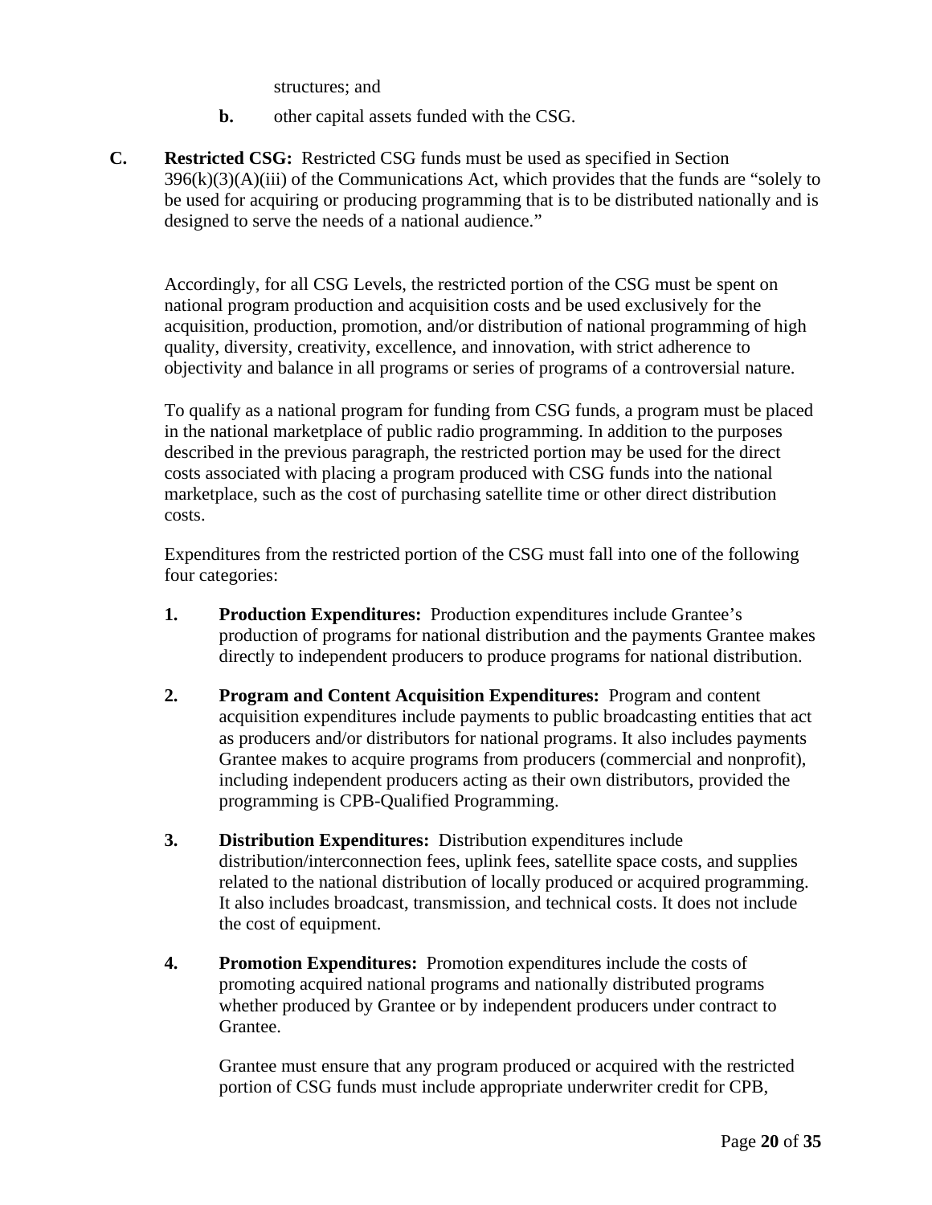structures; and

**b.** other capital assets funded with the CSG.

**C. Restricted CSG:** Restricted CSG funds must be used as specified in Section 396(k)(3)(A)(iii) of the Communications Act, which provides that the funds are "solely to be used for acquiring or producing programming that is to be distributed nationally and is designed to serve the needs of a national audience."

Accordingly, for all CSG Levels, the restricted portion of the CSG must be spent on national program production and acquisition costs and be used exclusively for the acquisition, production, promotion, and/or distribution of national programming of high quality, diversity, creativity, excellence, and innovation, with strict adherence to objectivity and balance in all programs or series of programs of a controversial nature.

To qualify as a national program for funding from CSG funds, a program must be placed in the national marketplace of public radio programming. In addition to the purposes described in the previous paragraph, the restricted portion may be used for the direct costs associated with placing a program produced with CSG funds into the national marketplace, such as the cost of purchasing satellite time or other direct distribution costs.

Expenditures from the restricted portion of the CSG must fall into one of the following four categories:

1. **Production Expenditures:** Production expenditures include Grantee's production of programs for national distribution and the payments Grantee makes directly to independent producers to produce programs for national distribution.

2. **Program and Content Acquisition Expenditures:** Program and content acquisition expenditures include payments to public broadcasting entities that act as producers and/or distributors for national programs. It also includes payments Grantee makes to acquire programs from producers (commercial and nonprofit), including independent producers acting as their own distributors, provided the programming is CPB-Qualified Programming.

3. **Distribution Expenditures:** Distribution expenditures include distribution/interconnection fees, uplink fees, satellite space costs, and supplies related to the national distribution of locally produced or acquired programming. It also includes broadcast, transmission, and technical costs. It does not include the cost of equipment.

4. **Promotion Expenditures:** Promotion expenditures include the costs of promoting acquired national programs and nationally distributed programs whether produced by Grantee or by independent producers under contract to Grantee.

   Grantee must ensure that any program produced or acquired with the restricted portion of CSG funds must include appropriate underwriter credit for CPB,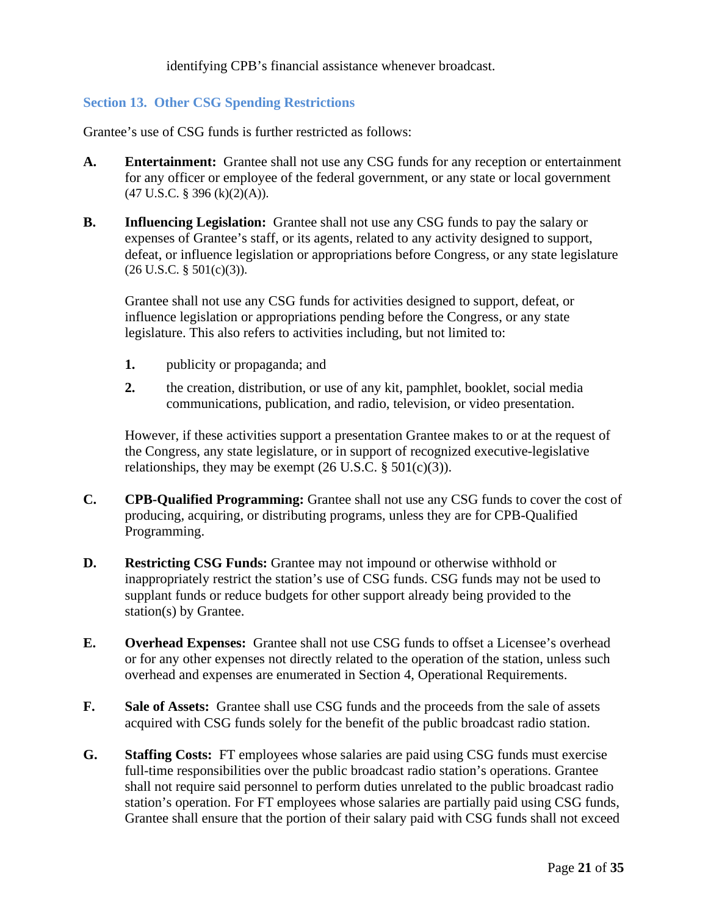identifying CPB's financial assistance whenever broadcast.

## Section 13. Other CSG Spending Restrictions

Grantee's use of CSG funds is further restricted as follows:

**A.** **Entertainment:** Grantee shall not use any CSG funds for any reception or entertainment for any officer or employee of the federal government, or any state or local government (47 U.S.C. § 396 (k)(2)(A)).

**B.** **Influencing Legislation:** Grantee shall not use any CSG funds to pay the salary or expenses of Grantee's staff, or its agents, related to any activity designed to support, defeat, or influence legislation or appropriations before Congress, or any state legislature (26 U.S.C. § 501(c)(3)).

Grantee shall not use any CSG funds for activities designed to support, defeat, or influence legislation or appropriations pending before the Congress, or any state legislature. This also refers to activities including, but not limited to:

1. publicity or propaganda; and
2. the creation, distribution, or use of any kit, pamphlet, booklet, social media communications, publication, and radio, television, or video presentation.

However, if these activities support a presentation Grantee makes to or at the request of the Congress, any state legislature, or in support of recognized executive-legislative relationships, they may be exempt (26 U.S.C. § 501(c)(3)).

**C.** **CPB-Qualified Programming:** Grantee shall not use any CSG funds to cover the cost of producing, acquiring, or distributing programs, unless they are for CPB-Qualified Programming.

**D.** **Restricting CSG Funds:** Grantee may not impound or otherwise withhold or inappropriately restrict the station's use of CSG funds. CSG funds may not be used to supplant funds or reduce budgets for other support already being provided to the station(s) by Grantee.

**E.** **Overhead Expenses:** Grantee shall not use CSG funds to offset a Licensee's overhead or for any other expenses not directly related to the operation of the station, unless such overhead and expenses are enumerated in Section 4, Operational Requirements.

**F.** **Sale of Assets:** Grantee shall use CSG funds and the proceeds from the sale of assets acquired with CSG funds solely for the benefit of the public broadcast radio station.

**G.** **Staffing Costs:** FT employees whose salaries are paid using CSG funds must exercise full-time responsibilities over the public broadcast radio station's operations. Grantee shall not require said personnel to perform duties unrelated to the public broadcast radio station's operation. For FT employees whose salaries are partially paid using CSG funds, Grantee shall ensure that the portion of their salary paid with CSG funds shall not exceed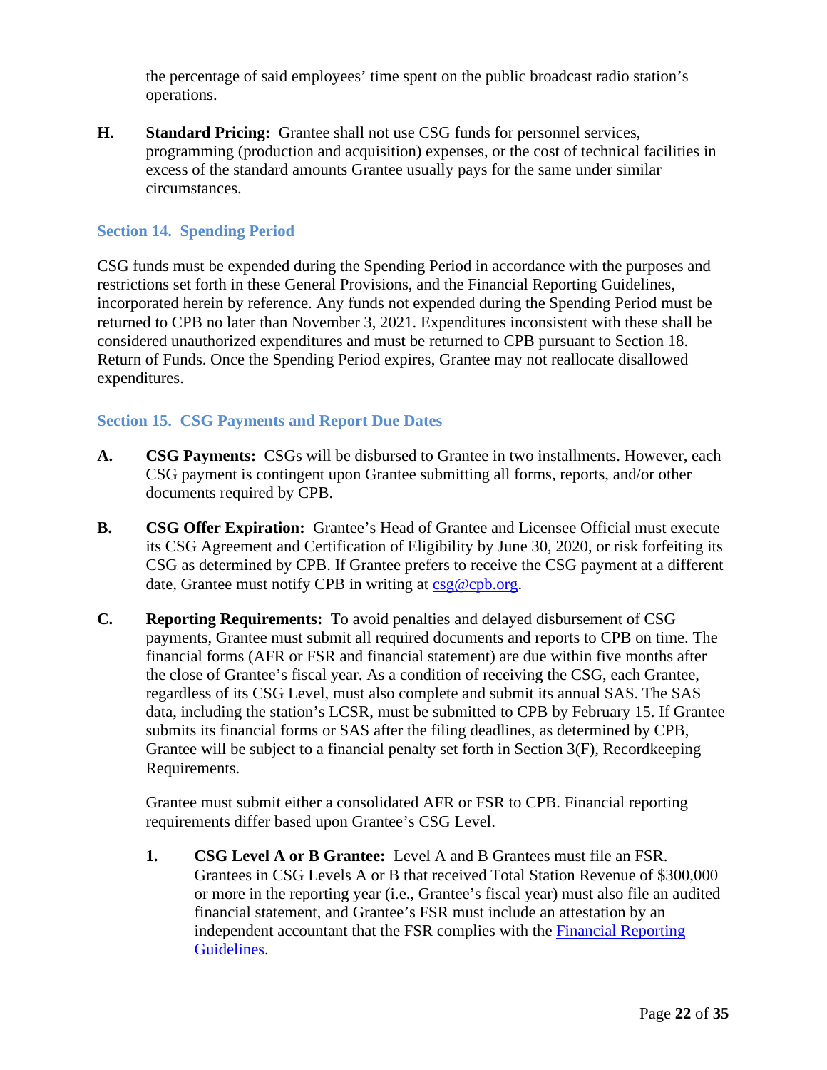the percentage of said employees' time spent on the public broadcast radio station's operations.

**H.** **Standard Pricing:** Grantee shall not use CSG funds for personnel services, programming (production and acquisition) expenses, or the cost of technical facilities in excess of the standard amounts Grantee usually pays for the same under similar circumstances.

## Section 14. Spending Period

CSG funds must be expended during the Spending Period in accordance with the purposes and restrictions set forth in these General Provisions, and the Financial Reporting Guidelines, incorporated herein by reference. Any funds not expended during the Spending Period must be returned to CPB no later than November 3, 2021. Expenditures inconsistent with these shall be considered unauthorized expenditures and must be returned to CPB pursuant to Section 18. Return of Funds. Once the Spending Period expires, Grantee may not reallocate disallowed expenditures.

## Section 15. CSG Payments and Report Due Dates

**A.** **CSG Payments:** CSGs will be disbursed to Grantee in two installments. However, each CSG payment is contingent upon Grantee submitting all forms, reports, and/or other documents required by CPB.

**B.** **CSG Offer Expiration:** Grantee's Head of Grantee and Licensee Official must execute its CSG Agreement and Certification of Eligibility by June 30, 2020, or risk forfeiting its CSG as determined by CPB. If Grantee prefers to receive the CSG payment at a different date, Grantee must notify CPB in writing at [csg@cpb.org](mailto:csg@cpb.org).

**C.** **Reporting Requirements:** To avoid penalties and delayed disbursement of CSG payments, Grantee must submit all required documents and reports to CPB on time. The financial forms (AFR or FSR and financial statement) are due within five months after the close of Grantee's fiscal year. As a condition of receiving the CSG, each Grantee, regardless of its CSG Level, must also complete and submit its annual SAS. The SAS data, including the station's LCSR, must be submitted to CPB by February 15. If Grantee submits its financial forms or SAS after the filing deadlines, as determined by CPB, Grantee will be subject to a financial penalty set forth in Section 3(F), Recordkeeping Requirements.

Grantee must submit either a consolidated AFR or FSR to CPB. Financial reporting requirements differ based upon Grantee's CSG Level.

1. **CSG Level A or B Grantee:** Level A and B Grantees must file an FSR. Grantees in CSG Levels A or B that received Total Station Revenue of $300,000 or more in the reporting year (i.e., Grantee's fiscal year) must also file an audited financial statement, and Grantee's FSR must include an attestation by an independent accountant that the FSR complies with the Financial Reporting Guidelines.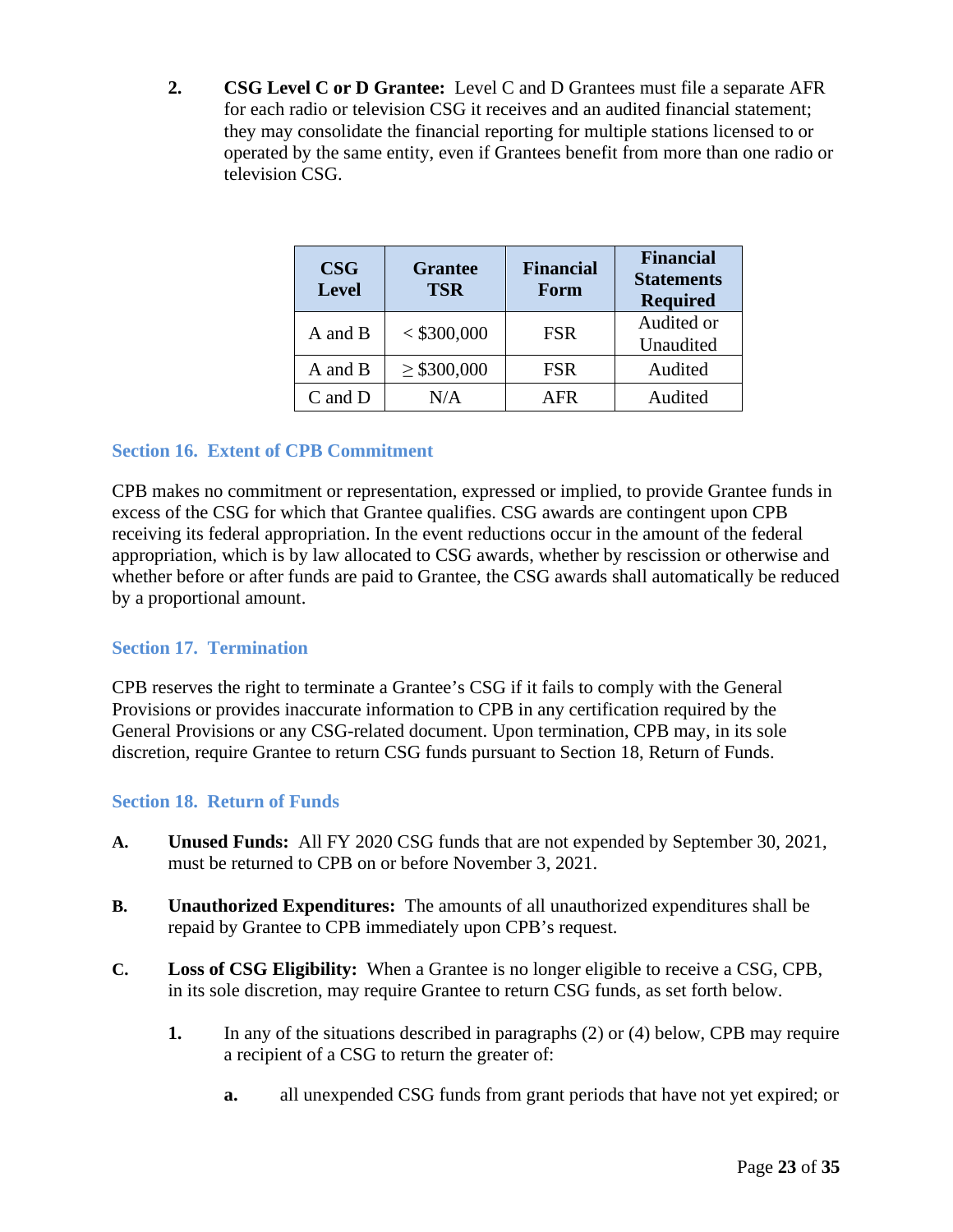2. **CSG Level C or D Grantee:** Level C and D Grantees must file a separate AFR for each radio or television CSG it receives and an audited financial statement; they may consolidate the financial reporting for multiple stations licensed to or operated by the same entity, even if Grantees benefit from more than one radio or television CSG.

| CSG Level | Grantee TSR | Financial Form | Financial Statements Required |
|---|---|---|---|
| A and B | < $300,000 | FSR | Audited or Unaudited |
| A and B | ≥ $300,000 | FSR | Audited |
| C and D | N/A | AFR | Audited |

## Section 16. Extent of CPB Commitment

CPB makes no commitment or representation, expressed or implied, to provide Grantee funds in excess of the CSG for which that Grantee qualifies. CSG awards are contingent upon CPB receiving its federal appropriation. In the event reductions occur in the amount of the federal appropriation, which is by law allocated to CSG awards, whether by rescission or otherwise and whether before or after funds are paid to Grantee, the CSG awards shall automatically be reduced by a proportional amount.

## Section 17. Termination

CPB reserves the right to terminate a Grantee's CSG if it fails to comply with the General Provisions or provides inaccurate information to CPB in any certification required by the General Provisions or any CSG-related document. Upon termination, CPB may, in its sole discretion, require Grantee to return CSG funds pursuant to Section 18, Return of Funds.

## Section 18. Return of Funds

**A.** **Unused Funds:** All FY 2020 CSG funds that are not expended by September 30, 2021, must be returned to CPB on or before November 3, 2021.

**B.** **Unauthorized Expenditures:** The amounts of all unauthorized expenditures shall be repaid by Grantee to CPB immediately upon CPB's request.

**C.** **Loss of CSG Eligibility:** When a Grantee is no longer eligible to receive a CSG, CPB, in its sole discretion, may require Grantee to return CSG funds, as set forth below.

1. In any of the situations described in paragraphs (2) or (4) below, CPB may require a recipient of a CSG to return the greater of:

   a. all unexpended CSG funds from grant periods that have not yet expired; or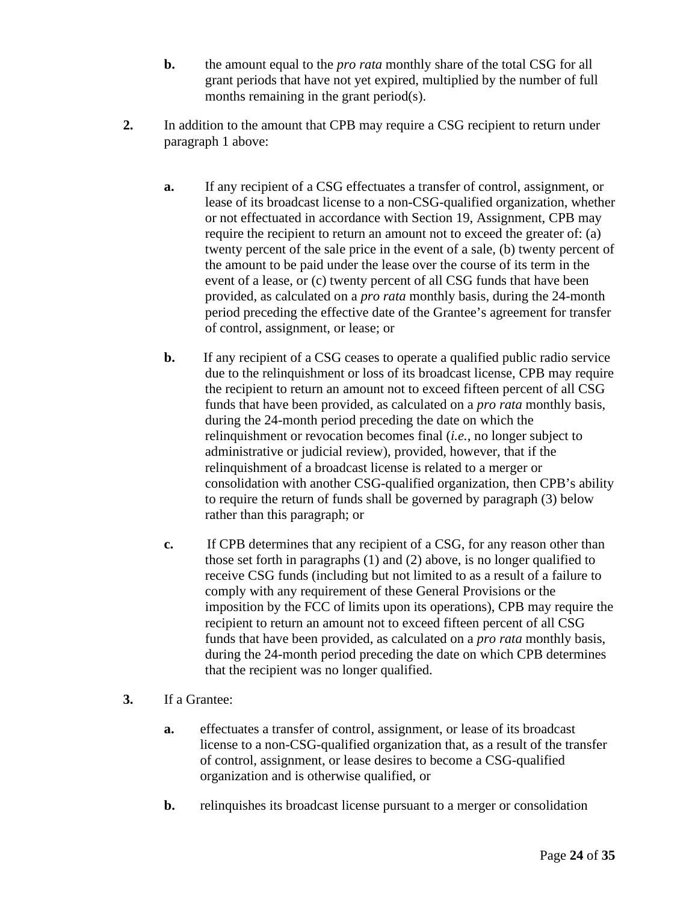**b.** the amount equal to the *pro rata* monthly share of the total CSG for all grant periods that have not yet expired, multiplied by the number of full months remaining in the grant period(s).

**2.** In addition to the amount that CPB may require a CSG recipient to return under paragraph 1 above:

**a.** If any recipient of a CSG effectuates a transfer of control, assignment, or lease of its broadcast license to a non-CSG-qualified organization, whether or not effectuated in accordance with Section 19, Assignment, CPB may require the recipient to return an amount not to exceed the greater of: (a) twenty percent of the sale price in the event of a sale, (b) twenty percent of the amount to be paid under the lease over the course of its term in the event of a lease, or (c) twenty percent of all CSG funds that have been provided, as calculated on a *pro rata* monthly basis, during the 24-month period preceding the effective date of the Grantee's agreement for transfer of control, assignment, or lease; or

**b.** If any recipient of a CSG ceases to operate a qualified public radio service due to the relinquishment or loss of its broadcast license, CPB may require the recipient to return an amount not to exceed fifteen percent of all CSG funds that have been provided, as calculated on a *pro rata* monthly basis, during the 24-month period preceding the date on which the relinquishment or revocation becomes final (*i.e.*, no longer subject to administrative or judicial review), provided, however, that if the relinquishment of a broadcast license is related to a merger or consolidation with another CSG-qualified organization, then CPB's ability to require the return of funds shall be governed by paragraph (3) below rather than this paragraph; or

**c.** If CPB determines that any recipient of a CSG, for any reason other than those set forth in paragraphs (1) and (2) above, is no longer qualified to receive CSG funds (including but not limited to as a result of a failure to comply with any requirement of these General Provisions or the imposition by the FCC of limits upon its operations), CPB may require the recipient to return an amount not to exceed fifteen percent of all CSG funds that have been provided, as calculated on a *pro rata* monthly basis, during the 24-month period preceding the date on which CPB determines that the recipient was no longer qualified.

**3.** If a Grantee:

**a.** effectuates a transfer of control, assignment, or lease of its broadcast license to a non-CSG-qualified organization that, as a result of the transfer of control, assignment, or lease desires to become a CSG-qualified organization and is otherwise qualified, or

**b.** relinquishes its broadcast license pursuant to a merger or consolidation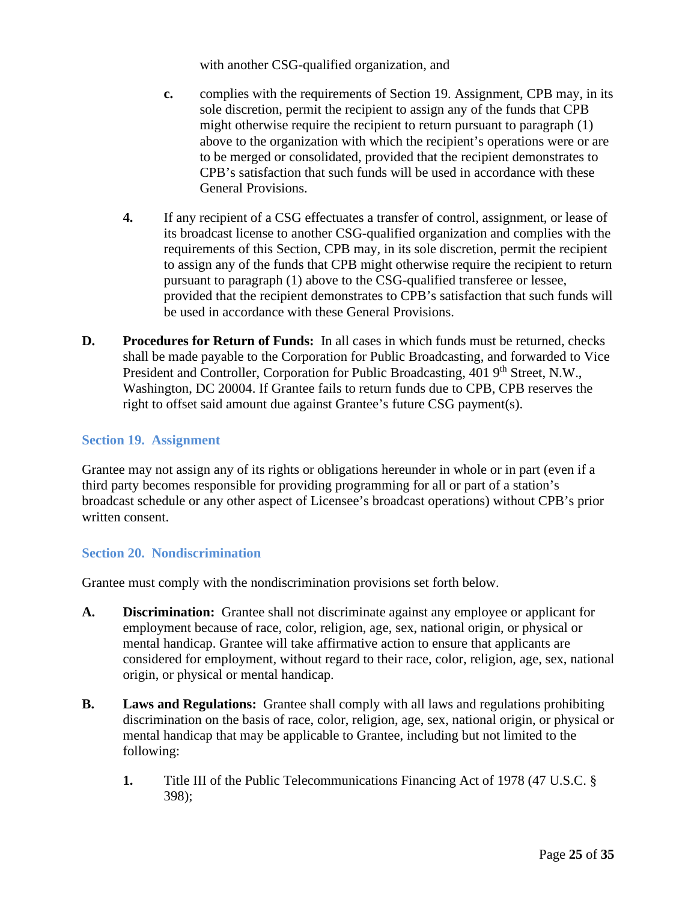with another CSG-qualified organization, and

c. complies with the requirements of Section 19. Assignment, CPB may, in its sole discretion, permit the recipient to assign any of the funds that CPB might otherwise require the recipient to return pursuant to paragraph (1) above to the organization with which the recipient's operations were or are to be merged or consolidated, provided that the recipient demonstrates to CPB's satisfaction that such funds will be used in accordance with these General Provisions.

4. If any recipient of a CSG effectuates a transfer of control, assignment, or lease of its broadcast license to another CSG-qualified organization and complies with the requirements of this Section, CPB may, in its sole discretion, permit the recipient to assign any of the funds that CPB might otherwise require the recipient to return pursuant to paragraph (1) above to the CSG-qualified transferee or lessee, provided that the recipient demonstrates to CPB's satisfaction that such funds will be used in accordance with these General Provisions.

**D. Procedures for Return of Funds:** In all cases in which funds must be returned, checks shall be made payable to the Corporation for Public Broadcasting, and forwarded to Vice President and Controller, Corporation for Public Broadcasting, 401 9th Street, N.W., Washington, DC 20004. If Grantee fails to return funds due to CPB, CPB reserves the right to offset said amount due against Grantee's future CSG payment(s).

## Section 19. Assignment

Grantee may not assign any of its rights or obligations hereunder in whole or in part (even if a third party becomes responsible for providing programming for all or part of a station's broadcast schedule or any other aspect of Licensee's broadcast operations) without CPB's prior written consent.

## Section 20. Nondiscrimination

Grantee must comply with the nondiscrimination provisions set forth below.

**A. Discrimination:** Grantee shall not discriminate against any employee or applicant for employment because of race, color, religion, age, sex, national origin, or physical or mental handicap. Grantee will take affirmative action to ensure that applicants are considered for employment, without regard to their race, color, religion, age, sex, national origin, or physical or mental handicap.

**B. Laws and Regulations:** Grantee shall comply with all laws and regulations prohibiting discrimination on the basis of race, color, religion, age, sex, national origin, or physical or mental handicap that may be applicable to Grantee, including but not limited to the following:

1. Title III of the Public Telecommunications Financing Act of 1978 (47 U.S.C. § 398);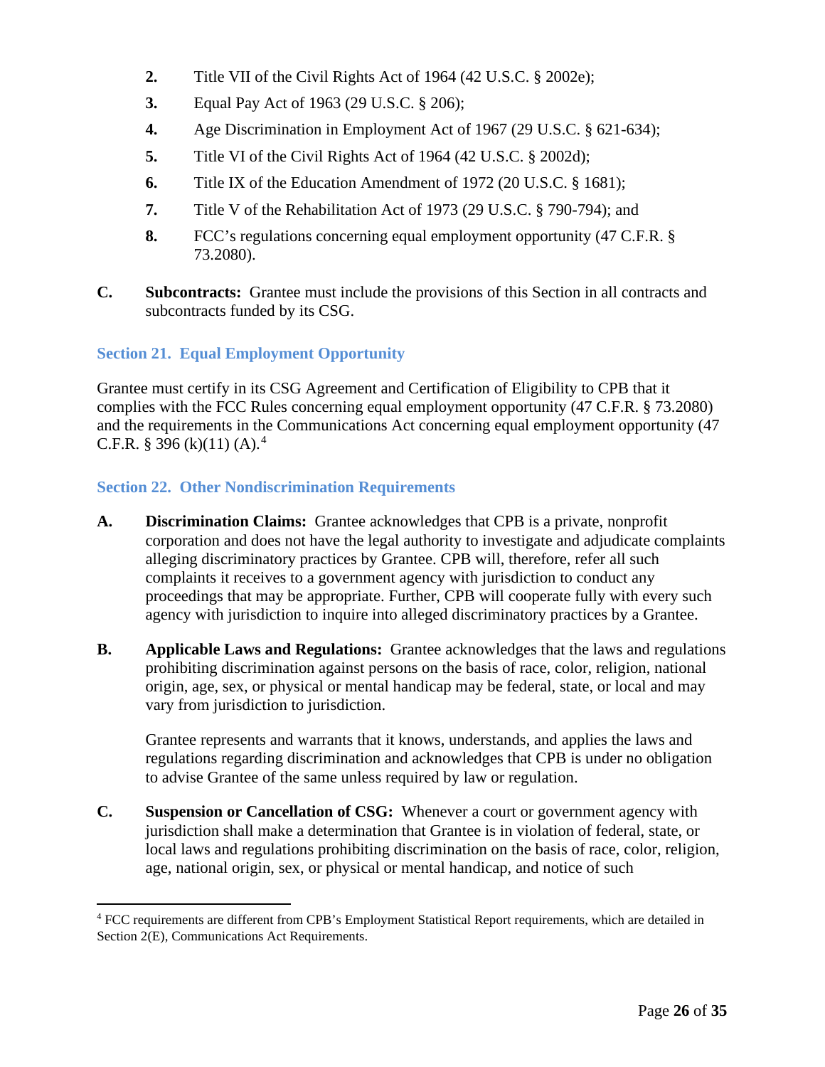2. Title VII of the Civil Rights Act of 1964 (42 U.S.C. § 2002e);
3. Equal Pay Act of 1963 (29 U.S.C. § 206);
4. Age Discrimination in Employment Act of 1967 (29 U.S.C. § 621-634);
5. Title VI of the Civil Rights Act of 1964 (42 U.S.C. § 2002d);
6. Title IX of the Education Amendment of 1972 (20 U.S.C. § 1681);
7. Title V of the Rehabilitation Act of 1973 (29 U.S.C. § 790-794); and
8. FCC's regulations concerning equal employment opportunity (47 C.F.R. § 73.2080).

**C. Subcontracts:** Grantee must include the provisions of this Section in all contracts and subcontracts funded by its CSG.

### Section 21. Equal Employment Opportunity

Grantee must certify in its CSG Agreement and Certification of Eligibility to CPB that it complies with the FCC Rules concerning equal employment opportunity (47 C.F.R. § 73.2080) and the requirements in the Communications Act concerning equal employment opportunity (47 C.F.R. § 396 (k)(11) (A).[4]

### Section 22. Other Nondiscrimination Requirements

**A. Discrimination Claims:** Grantee acknowledges that CPB is a private, nonprofit corporation and does not have the legal authority to investigate and adjudicate complaints alleging discriminatory practices by Grantee. CPB will, therefore, refer all such complaints it receives to a government agency with jurisdiction to conduct any proceedings that may be appropriate. Further, CPB will cooperate fully with every such agency with jurisdiction to inquire into alleged discriminatory practices by a Grantee.

**B. Applicable Laws and Regulations:** Grantee acknowledges that the laws and regulations prohibiting discrimination against persons on the basis of race, color, religion, national origin, age, sex, or physical or mental handicap may be federal, state, or local and may vary from jurisdiction to jurisdiction.

Grantee represents and warrants that it knows, understands, and applies the laws and regulations regarding discrimination and acknowledges that CPB is under no obligation to advise Grantee of the same unless required by law or regulation.

**C. Suspension or Cancellation of CSG:** Whenever a court or government agency with jurisdiction shall make a determination that Grantee is in violation of federal, state, or local laws and regulations prohibiting discrimination on the basis of race, color, religion, age, national origin, sex, or physical or mental handicap, and notice of such

---

[4] FCC requirements are different from CPB's Employment Statistical Report requirements, which are detailed in Section 2(E), Communications Act Requirements.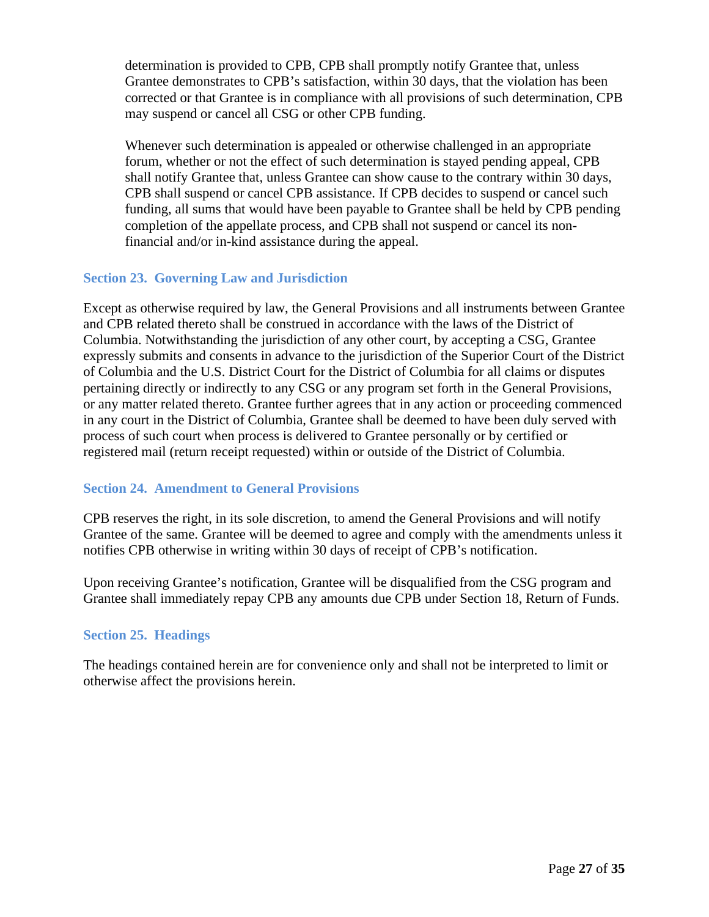determination is provided to CPB, CPB shall promptly notify Grantee that, unless Grantee demonstrates to CPB's satisfaction, within 30 days, that the violation has been corrected or that Grantee is in compliance with all provisions of such determination, CPB may suspend or cancel all CSG or other CPB funding.

Whenever such determination is appealed or otherwise challenged in an appropriate forum, whether or not the effect of such determination is stayed pending appeal, CPB shall notify Grantee that, unless Grantee can show cause to the contrary within 30 days, CPB shall suspend or cancel CPB assistance. If CPB decides to suspend or cancel such funding, all sums that would have been payable to Grantee shall be held by CPB pending completion of the appellate process, and CPB shall not suspend or cancel its non-financial and/or in-kind assistance during the appeal.

### Section 23. Governing Law and Jurisdiction

Except as otherwise required by law, the General Provisions and all instruments between Grantee and CPB related thereto shall be construed in accordance with the laws of the District of Columbia. Notwithstanding the jurisdiction of any other court, by accepting a CSG, Grantee expressly submits and consents in advance to the jurisdiction of the Superior Court of the District of Columbia and the U.S. District Court for the District of Columbia for all claims or disputes pertaining directly or indirectly to any CSG or any program set forth in the General Provisions, or any matter related thereto. Grantee further agrees that in any action or proceeding commenced in any court in the District of Columbia, Grantee shall be deemed to have been duly served with process of such court when process is delivered to Grantee personally or by certified or registered mail (return receipt requested) within or outside of the District of Columbia.

### Section 24. Amendment to General Provisions

CPB reserves the right, in its sole discretion, to amend the General Provisions and will notify Grantee of the same. Grantee will be deemed to agree and comply with the amendments unless it notifies CPB otherwise in writing within 30 days of receipt of CPB's notification.

Upon receiving Grantee's notification, Grantee will be disqualified from the CSG program and Grantee shall immediately repay CPB any amounts due CPB under Section 18, Return of Funds.

### Section 25. Headings

The headings contained herein are for convenience only and shall not be interpreted to limit or otherwise affect the provisions herein.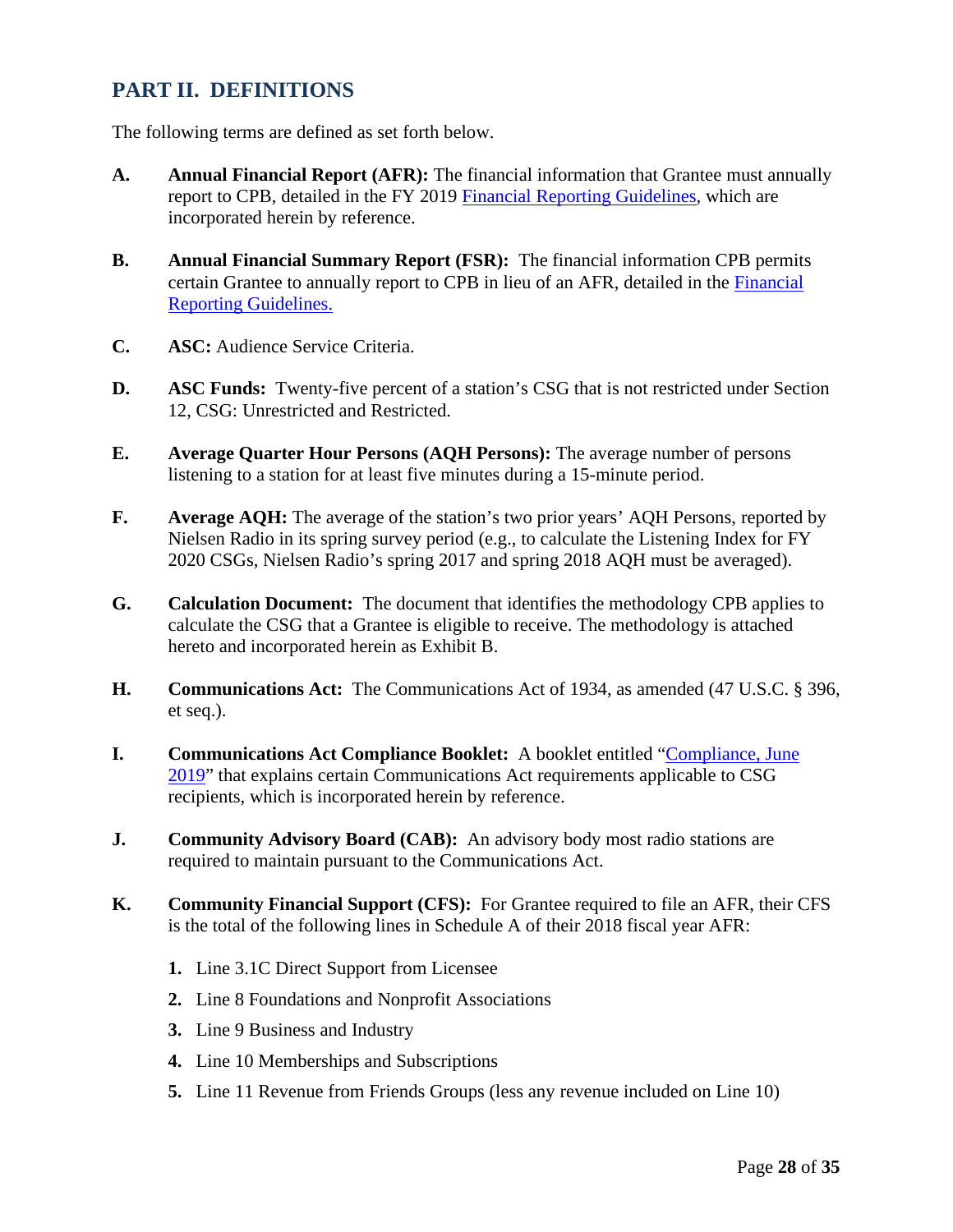## PART II. DEFINITIONS

The following terms are defined as set forth below.

**A. Annual Financial Report (AFR):** The financial information that Grantee must annually report to CPB, detailed in the FY 2019 Financial Reporting Guidelines, which are incorporated herein by reference.

**B. Annual Financial Summary Report (FSR):** The financial information CPB permits certain Grantee to annually report to CPB in lieu of an AFR, detailed in the Financial Reporting Guidelines.

**C. ASC:** Audience Service Criteria.

**D. ASC Funds:** Twenty-five percent of a station's CSG that is not restricted under Section 12, CSG: Unrestricted and Restricted.

**E. Average Quarter Hour Persons (AQH Persons):** The average number of persons listening to a station for at least five minutes during a 15-minute period.

**F. Average AQH:** The average of the station's two prior years' AQH Persons, reported by Nielsen Radio in its spring survey period (e.g., to calculate the Listening Index for FY 2020 CSGs, Nielsen Radio's spring 2017 and spring 2018 AQH must be averaged).

**G. Calculation Document:** The document that identifies the methodology CPB applies to calculate the CSG that a Grantee is eligible to receive. The methodology is attached hereto and incorporated herein as Exhibit B.

**H. Communications Act:** The Communications Act of 1934, as amended (47 U.S.C. § 396, et seq.).

**I. Communications Act Compliance Booklet:** A booklet entitled "Compliance, June 2019" that explains certain Communications Act requirements applicable to CSG recipients, which is incorporated herein by reference.

**J. Community Advisory Board (CAB):** An advisory body most radio stations are required to maintain pursuant to the Communications Act.

**K. Community Financial Support (CFS):** For Grantee required to file an AFR, their CFS is the total of the following lines in Schedule A of their 2018 fiscal year AFR:

1. Line 3.1C Direct Support from Licensee
2. Line 8 Foundations and Nonprofit Associations
3. Line 9 Business and Industry
4. Line 10 Memberships and Subscriptions
5. Line 11 Revenue from Friends Groups (less any revenue included on Line 10)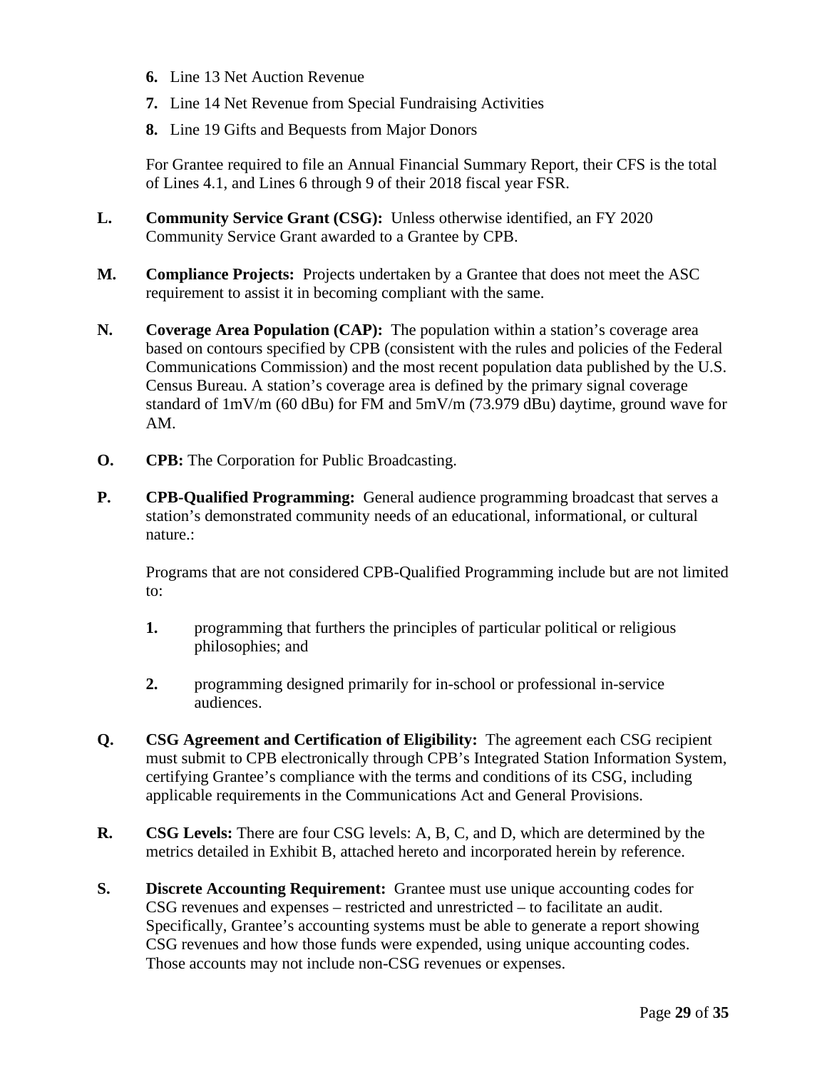**6.** Line 13 Net Auction Revenue

**7.** Line 14 Net Revenue from Special Fundraising Activities

**8.** Line 19 Gifts and Bequests from Major Donors

For Grantee required to file an Annual Financial Summary Report, their CFS is the total of Lines 4.1, and Lines 6 through 9 of their 2018 fiscal year FSR.

**L.** **Community Service Grant (CSG):** Unless otherwise identified, an FY 2020 Community Service Grant awarded to a Grantee by CPB.

**M.** **Compliance Projects:** Projects undertaken by a Grantee that does not meet the ASC requirement to assist it in becoming compliant with the same.

**N.** **Coverage Area Population (CAP):** The population within a station's coverage area based on contours specified by CPB (consistent with the rules and policies of the Federal Communications Commission) and the most recent population data published by the U.S. Census Bureau. A station's coverage area is defined by the primary signal coverage standard of 1mV/m (60 dBu) for FM and 5mV/m (73.979 dBu) daytime, ground wave for AM.

**O.** **CPB:** The Corporation for Public Broadcasting.

**P.** **CPB-Qualified Programming:** General audience programming broadcast that serves a station's demonstrated community needs of an educational, informational, or cultural nature.:

Programs that are not considered CPB-Qualified Programming include but are not limited to:

**1.** programming that furthers the principles of particular political or religious philosophies; and

**2.** programming designed primarily for in-school or professional in-service audiences.

**Q.** **CSG Agreement and Certification of Eligibility:** The agreement each CSG recipient must submit to CPB electronically through CPB's Integrated Station Information System, certifying Grantee's compliance with the terms and conditions of its CSG, including applicable requirements in the Communications Act and General Provisions.

**R.** **CSG Levels:** There are four CSG levels: A, B, C, and D, which are determined by the metrics detailed in Exhibit B, attached hereto and incorporated herein by reference.

**S.** **Discrete Accounting Requirement:** Grantee must use unique accounting codes for CSG revenues and expenses – restricted and unrestricted – to facilitate an audit. Specifically, Grantee's accounting systems must be able to generate a report showing CSG revenues and how those funds were expended, using unique accounting codes. Those accounts may not include non-CSG revenues or expenses.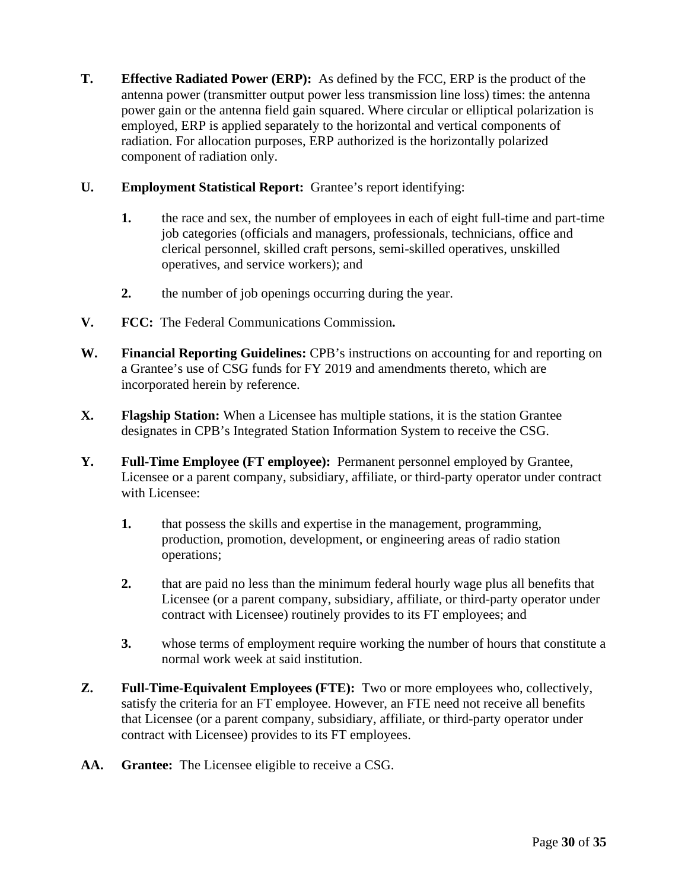**T. Effective Radiated Power (ERP):** As defined by the FCC, ERP is the product of the antenna power (transmitter output power less transmission line loss) times: the antenna power gain or the antenna field gain squared. Where circular or elliptical polarization is employed, ERP is applied separately to the horizontal and vertical components of radiation. For allocation purposes, ERP authorized is the horizontally polarized component of radiation only.

**U. Employment Statistical Report:** Grantee's report identifying:

> **1.** the race and sex, the number of employees in each of eight full-time and part-time job categories (officials and managers, professionals, technicians, office and clerical personnel, skilled craft persons, semi-skilled operatives, unskilled operatives, and service workers); and
>
> **2.** the number of job openings occurring during the year.

**V. FCC:** The Federal Communications Commission**.**

**W. Financial Reporting Guidelines:** CPB's instructions on accounting for and reporting on a Grantee's use of CSG funds for FY 2019 and amendments thereto, which are incorporated herein by reference.

**X. Flagship Station:** When a Licensee has multiple stations, it is the station Grantee designates in CPB's Integrated Station Information System to receive the CSG.

**Y. Full-Time Employee (FT employee):** Permanent personnel employed by Grantee, Licensee or a parent company, subsidiary, affiliate, or third-party operator under contract with Licensee:

> **1.** that possess the skills and expertise in the management, programming, production, promotion, development, or engineering areas of radio station operations;
>
> **2.** that are paid no less than the minimum federal hourly wage plus all benefits that Licensee (or a parent company, subsidiary, affiliate, or third-party operator under contract with Licensee) routinely provides to its FT employees; and
>
> **3.** whose terms of employment require working the number of hours that constitute a normal work week at said institution.

**Z. Full-Time-Equivalent Employees (FTE):** Two or more employees who, collectively, satisfy the criteria for an FT employee. However, an FTE need not receive all benefits that Licensee (or a parent company, subsidiary, affiliate, or third-party operator under contract with Licensee) provides to its FT employees.

**AA. Grantee:** The Licensee eligible to receive a CSG.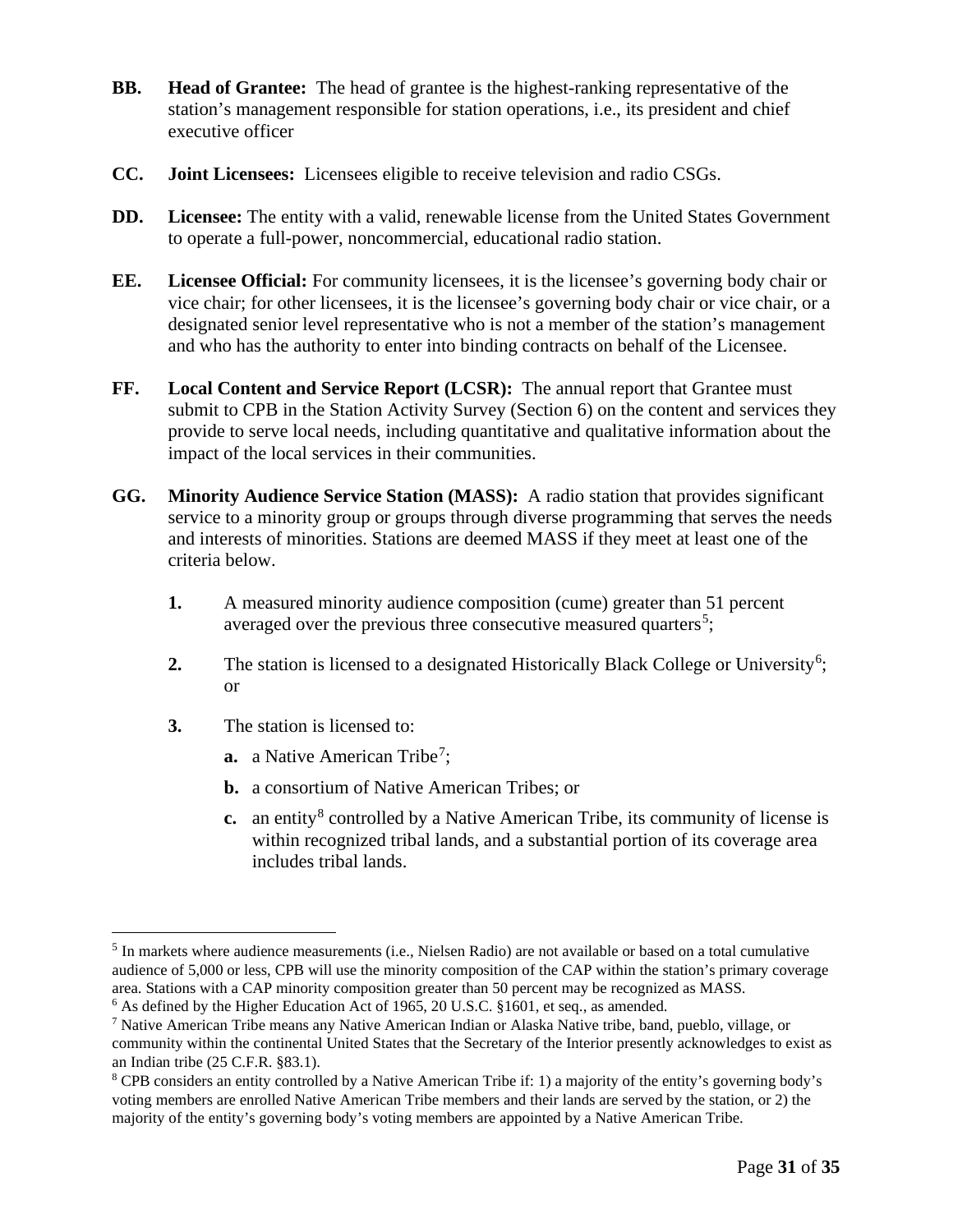**BB. Head of Grantee:** The head of grantee is the highest-ranking representative of the station's management responsible for station operations, i.e., its president and chief executive officer

**CC. Joint Licensees:** Licensees eligible to receive television and radio CSGs.

**DD. Licensee:** The entity with a valid, renewable license from the United States Government to operate a full-power, noncommercial, educational radio station.

**EE. Licensee Official:** For community licensees, it is the licensee's governing body chair or vice chair; for other licensees, it is the licensee's governing body chair or vice chair, or a designated senior level representative who is not a member of the station's management and who has the authority to enter into binding contracts on behalf of the Licensee.

**FF. Local Content and Service Report (LCSR):** The annual report that Grantee must submit to CPB in the Station Activity Survey (Section 6) on the content and services they provide to serve local needs, including quantitative and qualitative information about the impact of the local services in their communities.

**GG. Minority Audience Service Station (MASS):** A radio station that provides significant service to a minority group or groups through diverse programming that serves the needs and interests of minorities. Stations are deemed MASS if they meet at least one of the criteria below.

1. A measured minority audience composition (cume) greater than 51 percent averaged over the previous three consecutive measured quarters[5];
2. The station is licensed to a designated Historically Black College or University[6]; or
3. The station is licensed to:
   - **a.** a Native American Tribe[7];
   - **b.** a consortium of Native American Tribes; or
   - **c.** an entity[8] controlled by a Native American Tribe, its community of license is within recognized tribal lands, and a substantial portion of its coverage area includes tribal lands.

---

[5] In markets where audience measurements (i.e., Nielsen Radio) are not available or based on a total cumulative audience of 5,000 or less, CPB will use the minority composition of the CAP within the station's primary coverage area. Stations with a CAP minority composition greater than 50 percent may be recognized as MASS.

[6] As defined by the Higher Education Act of 1965, 20 U.S.C. §1601, et seq., as amended.

[7] Native American Tribe means any Native American Indian or Alaska Native tribe, band, pueblo, village, or community within the continental United States that the Secretary of the Interior presently acknowledges to exist as an Indian tribe (25 C.F.R. §83.1).

[8] CPB considers an entity controlled by a Native American Tribe if: 1) a majority of the entity's governing body's voting members are enrolled Native American Tribe members and their lands are served by the station, or 2) the majority of the entity's governing body's voting members are appointed by a Native American Tribe.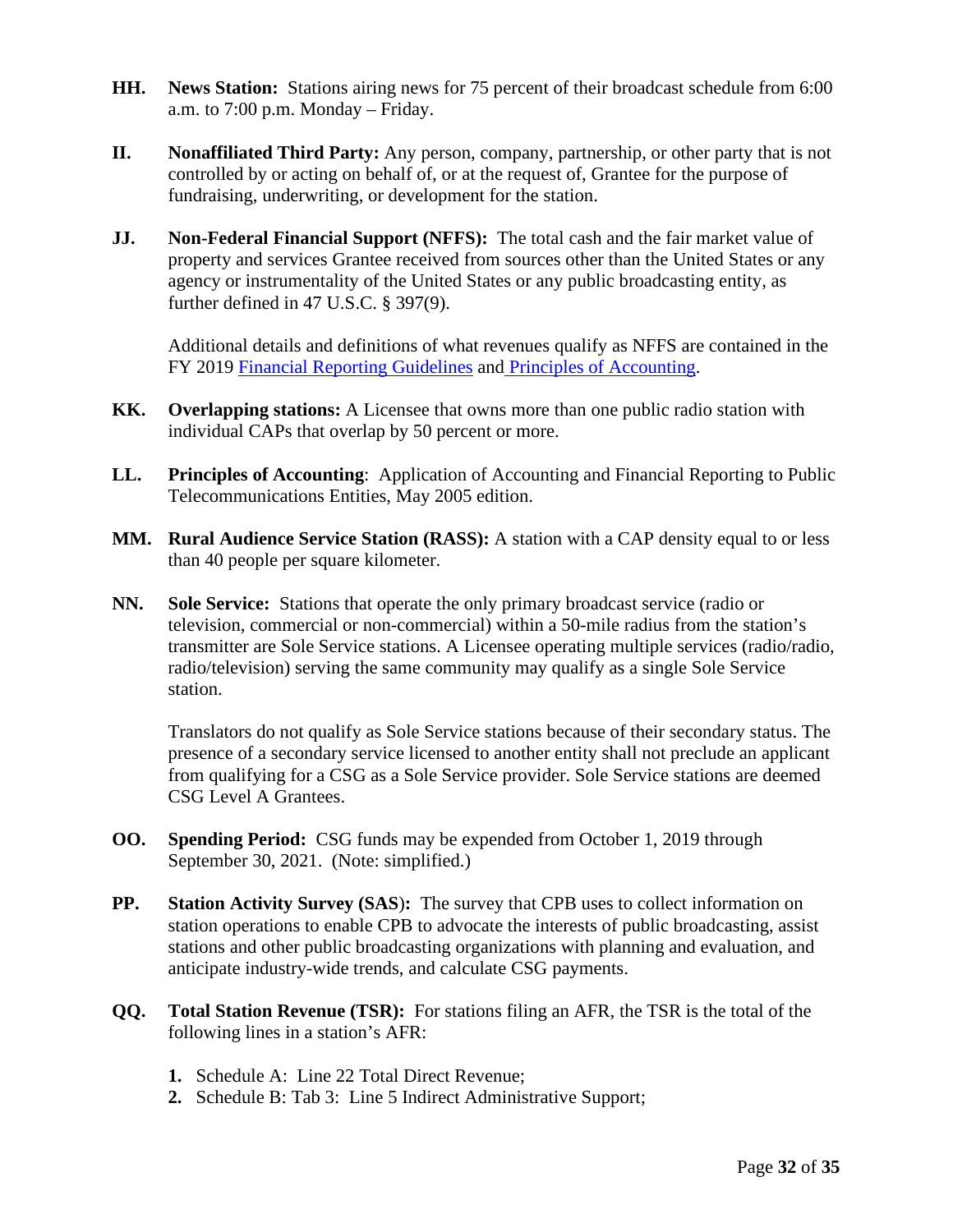**HH. News Station:** Stations airing news for 75 percent of their broadcast schedule from 6:00 a.m. to 7:00 p.m. Monday – Friday.

**II. Nonaffiliated Third Party:** Any person, company, partnership, or other party that is not controlled by or acting on behalf of, or at the request of, Grantee for the purpose of fundraising, underwriting, or development for the station.

**JJ. Non-Federal Financial Support (NFFS):** The total cash and the fair market value of property and services Grantee received from sources other than the United States or any agency or instrumentality of the United States or any public broadcasting entity, as further defined in 47 U.S.C. § 397(9).

Additional details and definitions of what revenues qualify as NFFS are contained in the FY 2019 Financial Reporting Guidelines and Principles of Accounting.

**KK. Overlapping stations:** A Licensee that owns more than one public radio station with individual CAPs that overlap by 50 percent or more.

**LL. Principles of Accounting**: Application of Accounting and Financial Reporting to Public Telecommunications Entities, May 2005 edition.

**MM. Rural Audience Service Station (RASS):** A station with a CAP density equal to or less than 40 people per square kilometer.

**NN. Sole Service:** Stations that operate the only primary broadcast service (radio or television, commercial or non-commercial) within a 50-mile radius from the station's transmitter are Sole Service stations. A Licensee operating multiple services (radio/radio, radio/television) serving the same community may qualify as a single Sole Service station.

Translators do not qualify as Sole Service stations because of their secondary status. The presence of a secondary service licensed to another entity shall not preclude an applicant from qualifying for a CSG as a Sole Service provider. Sole Service stations are deemed CSG Level A Grantees.

**OO. Spending Period:** CSG funds may be expended from October 1, 2019 through September 30, 2021. (Note: simplified.)

**PP. Station Activity Survey (SAS):** The survey that CPB uses to collect information on station operations to enable CPB to advocate the interests of public broadcasting, assist stations and other public broadcasting organizations with planning and evaluation, and anticipate industry-wide trends, and calculate CSG payments.

**QQ. Total Station Revenue (TSR):** For stations filing an AFR, the TSR is the total of the following lines in a station's AFR:

1. Schedule A: Line 22 Total Direct Revenue;
2. Schedule B: Tab 3: Line 5 Indirect Administrative Support;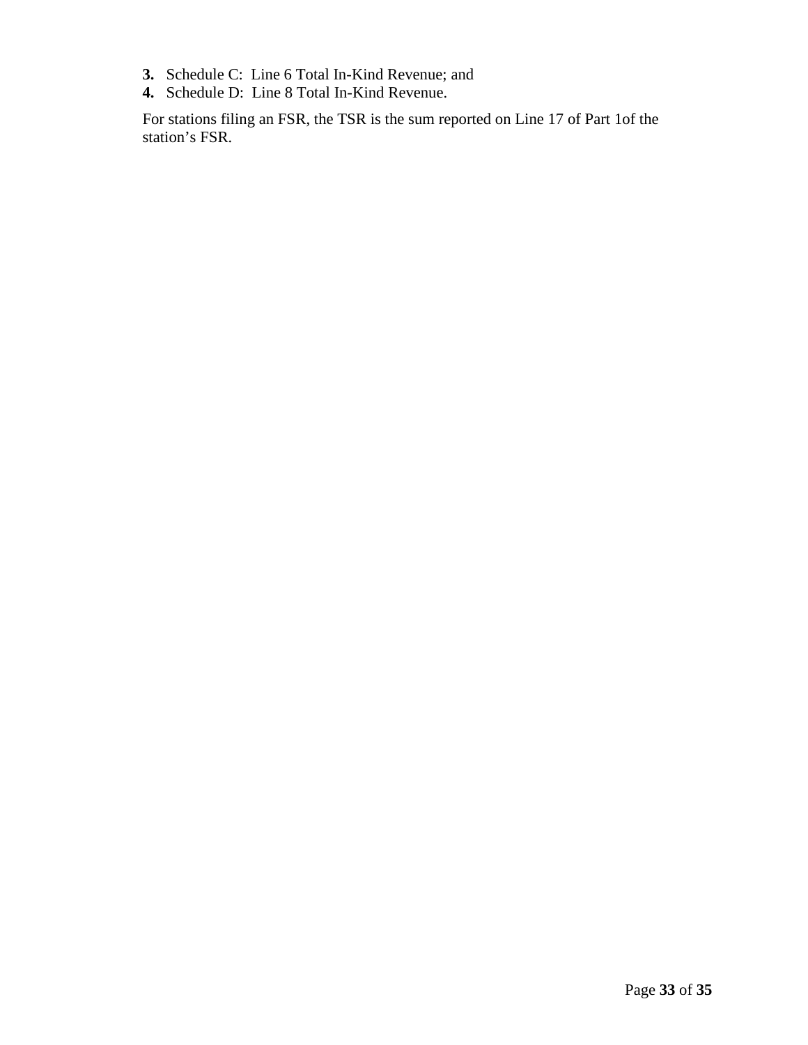3. Schedule C: Line 6 Total In-Kind Revenue; and
4. Schedule D: Line 8 Total In-Kind Revenue.

For stations filing an FSR, the TSR is the sum reported on Line 17 of Part 1of the station's FSR.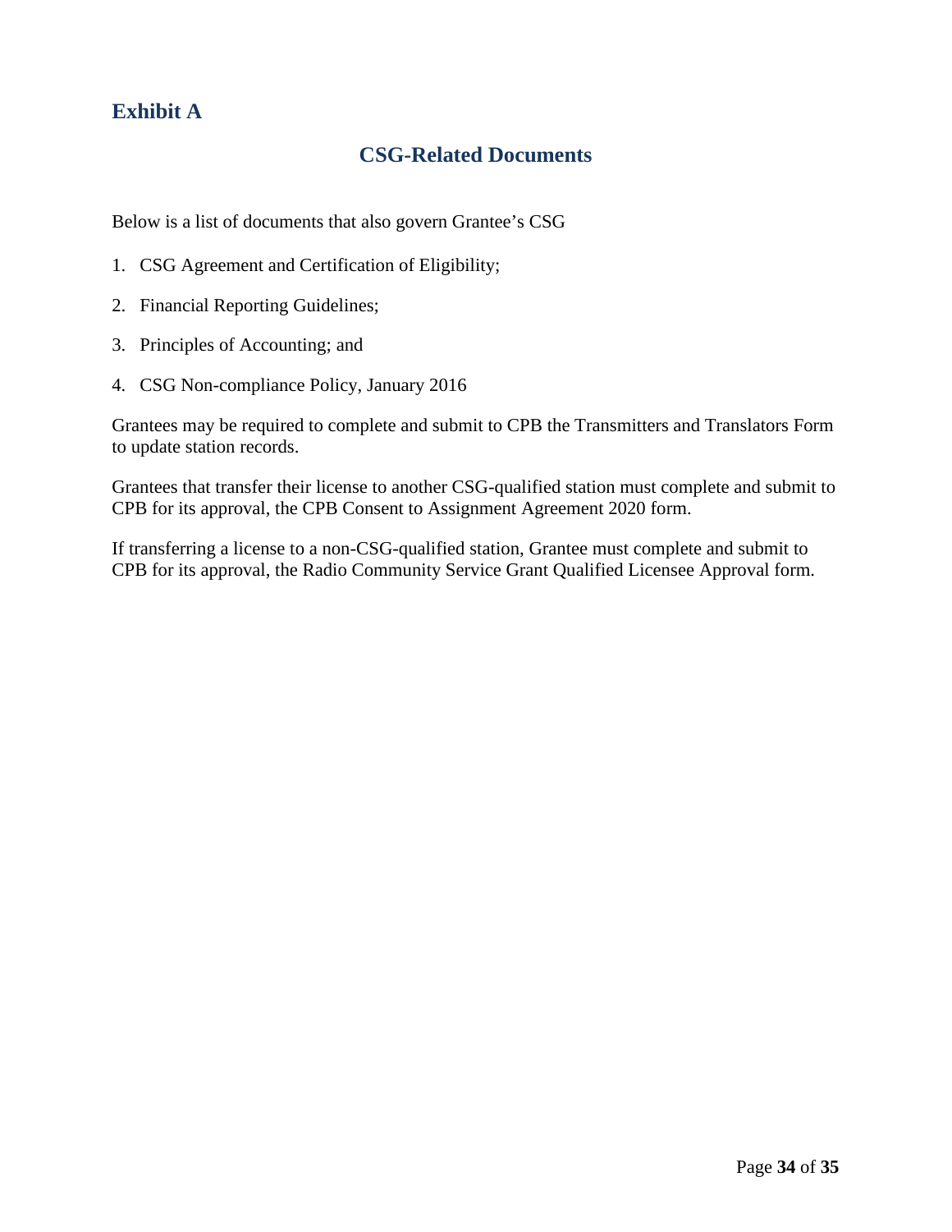## Exhibit A

### CSG-Related Documents

Below is a list of documents that also govern Grantee's CSG

1. CSG Agreement and Certification of Eligibility;
2. Financial Reporting Guidelines;
3. Principles of Accounting; and
4. CSG Non-compliance Policy, January 2016

Grantees may be required to complete and submit to CPB the Transmitters and Translators Form to update station records.

Grantees that transfer their license to another CSG-qualified station must complete and submit to CPB for its approval, the CPB Consent to Assignment Agreement 2020 form.

If transferring a license to a non-CSG-qualified station, Grantee must complete and submit to CPB for its approval, the Radio Community Service Grant Qualified Licensee Approval form.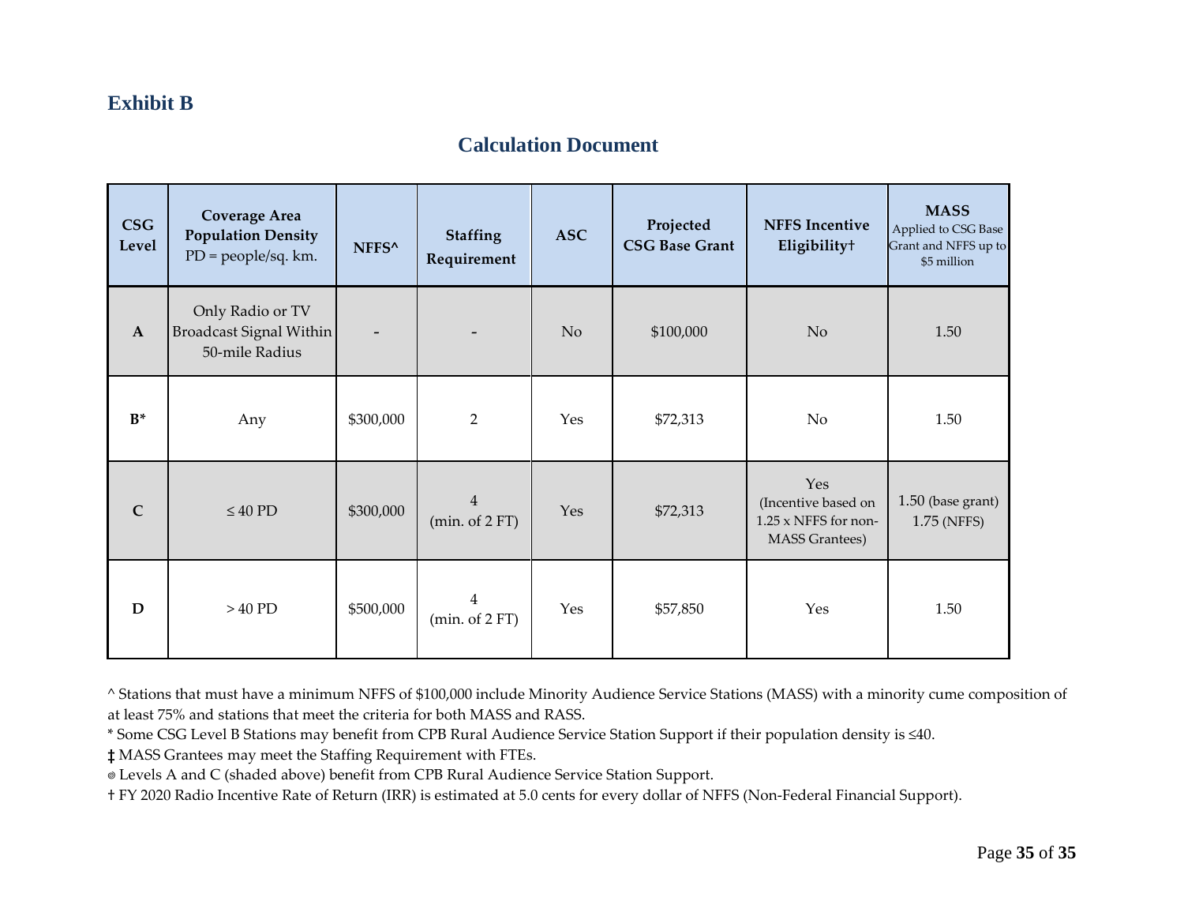## Exhibit B

### Calculation Document

| CSG Level | Coverage Area Population Density PD = people/sq. km. | NFFS^ | Staffing Requirement | ASC | Projected CSG Base Grant | NFFS Incentive Eligibility† | MASS Applied to CSG Base Grant and NFFS up to $5 million |
|---|---|---|---|---|---|---|---|
| A | Only Radio or TV Broadcast Signal Within 50-mile Radius | - | - | No | $100,000 | No | 1.50 |
| B* | Any | $300,000 | 2 | Yes | $72,313 | No | 1.50 |
| C | ≤ 40 PD | $300,000 | 4 (min. of 2 FT) | Yes | $72,313 | Yes (Incentive based on 1.25 x NFFS for non-MASS Grantees) | 1.50 (base grant) 1.75 (NFFS) |
| D | > 40 PD | $500,000 | 4 (min. of 2 FT) | Yes | $57,850 | Yes | 1.50 |

^ Stations that must have a minimum NFFS of $100,000 include Minority Audience Service Stations (MASS) with a minority cume composition of at least 75% and stations that meet the criteria for both MASS and RASS.

* Some CSG Level B Stations may benefit from CPB Rural Audience Service Station Support if their population density is ≤40.

‡ MASS Grantees may meet the Staffing Requirement with FTEs.

๏ Levels A and C (shaded above) benefit from CPB Rural Audience Service Station Support.

† FY 2020 Radio Incentive Rate of Return (IRR) is estimated at 5.0 cents for every dollar of NFFS (Non-Federal Financial Support).